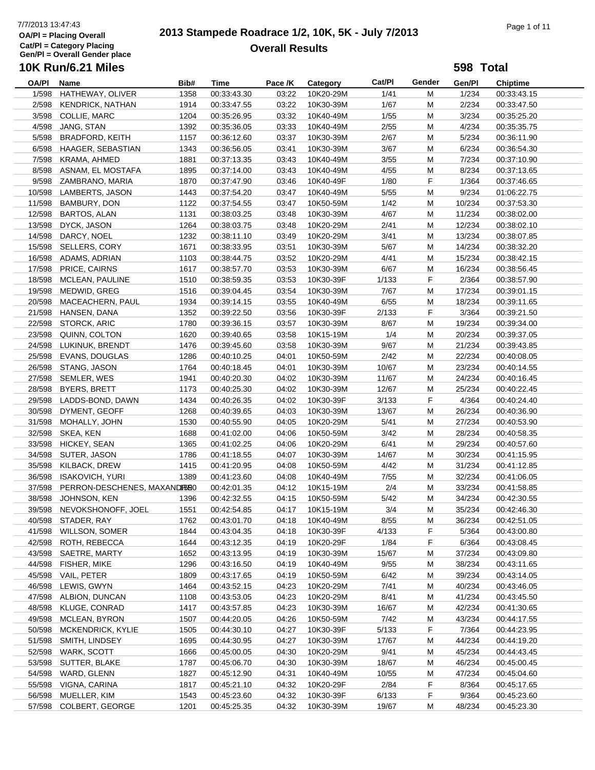7/7/2013 13:47:43
OA/Pl = Placing Overall
Cat/Pl = Category Placing
Gen/Pl = Overall Gender place

# 2013 Stampede Roadrace 1/2, 10K, 5K - July 7/2013

## Overall Results

### 10K Run/6.21 Miles

**598 Total**

| OA/Pl | Name | Bib# | Time | Pace /K | Category | Cat/Pl | Gender | Gen/Pl | Chiptime |
|---|---|---|---|---|---|---|---|---|---|
| 1/598 | HATHEWAY, OLIVER | 1358 | 00:33:43.30 | 03:22 | 10K20-29M | 1/41 | M | 1/234 | 00:33:43.15 |
| 2/598 | KENDRICK, NATHAN | 1914 | 00:33:47.55 | 03:22 | 10K30-39M | 1/67 | M | 2/234 | 00:33:47.50 |
| 3/598 | COLLIE, MARC | 1204 | 00:35:26.95 | 03:32 | 10K40-49M | 1/55 | M | 3/234 | 00:35:25.20 |
| 4/598 | JANG, STAN | 1392 | 00:35:36.05 | 03:33 | 10K40-49M | 2/55 | M | 4/234 | 00:35:35.75 |
| 5/598 | BRADFORD, KEITH | 1157 | 00:36:12.60 | 03:37 | 10K30-39M | 2/67 | M | 5/234 | 00:36:11.90 |
| 6/598 | HAAGER, SEBASTIAN | 1343 | 00:36:56.05 | 03:41 | 10K30-39M | 3/67 | M | 6/234 | 00:36:54.30 |
| 7/598 | KRAMA, AHMED | 1881 | 00:37:13.35 | 03:43 | 10K40-49M | 3/55 | M | 7/234 | 00:37:10.90 |
| 8/598 | ASNAM, EL MOSTAFA | 1895 | 00:37:14.00 | 03:43 | 10K40-49M | 4/55 | M | 8/234 | 00:37:13.65 |
| 9/598 | ZAMBRANO, MARIA | 1870 | 00:37:47.90 | 03:46 | 10K40-49F | 1/80 | F | 1/364 | 00:37:46.65 |
| 10/598 | LAMBERTS, JASON | 1443 | 00:37:54.20 | 03:47 | 10K40-49M | 5/55 | M | 9/234 | 01:06:22.75 |
| 11/598 | BAMBURY, DON | 1122 | 00:37:54.55 | 03:47 | 10K50-59M | 1/42 | M | 10/234 | 00:37:53.30 |
| 12/598 | BARTOS, ALAN | 1131 | 00:38:03.25 | 03:48 | 10K30-39M | 4/67 | M | 11/234 | 00:38:02.00 |
| 13/598 | DYCK, JASON | 1264 | 00:38:03.75 | 03:48 | 10K20-29M | 2/41 | M | 12/234 | 00:38:02.10 |
| 14/598 | DARCY, NOEL | 1232 | 00:38:11.10 | 03:49 | 10K20-29M | 3/41 | M | 13/234 | 00:38:07.85 |
| 15/598 | SELLERS, CORY | 1671 | 00:38:33.95 | 03:51 | 10K30-39M | 5/67 | M | 14/234 | 00:38:32.20 |
| 16/598 | ADAMS, ADRIAN | 1103 | 00:38:44.75 | 03:52 | 10K20-29M | 4/41 | M | 15/234 | 00:38:42.15 |
| 17/598 | PRICE, CAIRNS | 1617 | 00:38:57.70 | 03:53 | 10K30-39M | 6/67 | M | 16/234 | 00:38:56.45 |
| 18/598 | MCLEAN, PAULINE | 1510 | 00:38:59.35 | 03:53 | 10K30-39F | 1/133 | F | 2/364 | 00:38:57.90 |
| 19/598 | MEDWID, GREG | 1516 | 00:39:04.45 | 03:54 | 10K30-39M | 7/67 | M | 17/234 | 00:39:01.15 |
| 20/598 | MACEACHERN, PAUL | 1934 | 00:39:14.15 | 03:55 | 10K40-49M | 6/55 | M | 18/234 | 00:39:11.65 |
| 21/598 | HANSEN, DANA | 1352 | 00:39:22.50 | 03:56 | 10K30-39F | 2/133 | F | 3/364 | 00:39:21.50 |
| 22/598 | STORCK, ARIC | 1780 | 00:39:36.15 | 03:57 | 10K30-39M | 8/67 | M | 19/234 | 00:39:34.00 |
| 23/598 | QUINN, COLTON | 1620 | 00:39:40.65 | 03:58 | 10K15-19M | 1/4 | M | 20/234 | 00:39:37.05 |
| 24/598 | LUKINUK, BRENDT | 1476 | 00:39:45.60 | 03:58 | 10K30-39M | 9/67 | M | 21/234 | 00:39:43.85 |
| 25/598 | EVANS, DOUGLAS | 1286 | 00:40:10.25 | 04:01 | 10K50-59M | 2/42 | M | 22/234 | 00:40:08.05 |
| 26/598 | STANG, JASON | 1764 | 00:40:18.45 | 04:01 | 10K30-39M | 10/67 | M | 23/234 | 00:40:14.55 |
| 27/598 | SEMLER, WES | 1941 | 00:40:20.30 | 04:02 | 10K30-39M | 11/67 | M | 24/234 | 00:40:16.45 |
| 28/598 | BYERS, BRETT | 1173 | 00:40:25.30 | 04:02 | 10K30-39M | 12/67 | M | 25/234 | 00:40:22.45 |
| 29/598 | LADDS-BOND, DAWN | 1434 | 00:40:26.35 | 04:02 | 10K30-39F | 3/133 | F | 4/364 | 00:40:24.40 |
| 30/598 | DYMENT, GEOFF | 1268 | 00:40:39.65 | 04:03 | 10K30-39M | 13/67 | M | 26/234 | 00:40:36.90 |
| 31/598 | MOHALLY, JOHN | 1530 | 00:40:55.90 | 04:05 | 10K20-29M | 5/41 | M | 27/234 | 00:40:53.90 |
| 32/598 | SKEA, KEN | 1688 | 00:41:02.00 | 04:06 | 10K50-59M | 3/42 | M | 28/234 | 00:40:58.35 |
| 33/598 | HICKEY, SEAN | 1365 | 00:41:02.25 | 04:06 | 10K20-29M | 6/41 | M | 29/234 | 00:40:57.60 |
| 34/598 | SUTER, JASON | 1786 | 00:41:18.55 | 04:07 | 10K30-39M | 14/67 | M | 30/234 | 00:41:15.95 |
| 35/598 | KILBACK, DREW | 1415 | 00:41:20.95 | 04:08 | 10K50-59M | 4/42 | M | 31/234 | 00:41:12.85 |
| 36/598 | ISAKOVICH, YURI | 1389 | 00:41:23.60 | 04:08 | 10K40-49M | 7/55 | M | 32/234 | 00:41:06.05 |
| 37/598 | PERRON-DESCHENES, MAXANDRE | 1580 | 00:42:01.35 | 04:12 | 10K15-19M | 2/4 | M | 33/234 | 00:41:58.85 |
| 38/598 | JOHNSON, KEN | 1396 | 00:42:32.55 | 04:15 | 10K50-59M | 5/42 | M | 34/234 | 00:42:30.55 |
| 39/598 | NEVOKSHONOFF, JOEL | 1551 | 00:42:54.85 | 04:17 | 10K15-19M | 3/4 | M | 35/234 | 00:42:46.30 |
| 40/598 | STADER, RAY | 1762 | 00:43:01.70 | 04:18 | 10K40-49M | 8/55 | M | 36/234 | 00:42:51.05 |
| 41/598 | WILLSON, SOMER | 1844 | 00:43:04.35 | 04:18 | 10K30-39F | 4/133 | F | 5/364 | 00:43:00.80 |
| 42/598 | ROTH, REBECCA | 1644 | 00:43:12.35 | 04:19 | 10K20-29F | 1/84 | F | 6/364 | 00:43:08.45 |
| 43/598 | SAETRE, MARTY | 1652 | 00:43:13.95 | 04:19 | 10K30-39M | 15/67 | M | 37/234 | 00:43:09.80 |
| 44/598 | FISHER, MIKE | 1296 | 00:43:16.50 | 04:19 | 10K40-49M | 9/55 | M | 38/234 | 00:43:11.65 |
| 45/598 | VAIL, PETER | 1809 | 00:43:17.65 | 04:19 | 10K50-59M | 6/42 | M | 39/234 | 00:43:14.05 |
| 46/598 | LEWIS, GWYN | 1464 | 00:43:52.15 | 04:23 | 10K20-29M | 7/41 | M | 40/234 | 00:43:46.05 |
| 47/598 | ALBION, DUNCAN | 1108 | 00:43:53.05 | 04:23 | 10K20-29M | 8/41 | M | 41/234 | 00:43:45.50 |
| 48/598 | KLUGE, CONRAD | 1417 | 00:43:57.85 | 04:23 | 10K30-39M | 16/67 | M | 42/234 | 00:41:30.65 |
| 49/598 | MCLEAN, BYRON | 1507 | 00:44:20.05 | 04:26 | 10K50-59M | 7/42 | M | 43/234 | 00:44:17.55 |
| 50/598 | MCKENDRICK, KYLIE | 1505 | 00:44:30.10 | 04:27 | 10K30-39F | 5/133 | F | 7/364 | 00:44:23.95 |
| 51/598 | SMITH, LINDSEY | 1695 | 00:44:30.95 | 04:27 | 10K30-39M | 17/67 | M | 44/234 | 00:44:19.20 |
| 52/598 | WARK, SCOTT | 1666 | 00:45:00.05 | 04:30 | 10K20-29M | 9/41 | M | 45/234 | 00:44:43.45 |
| 53/598 | SUTTER, BLAKE | 1787 | 00:45:06.70 | 04:30 | 10K30-39M | 18/67 | M | 46/234 | 00:45:00.45 |
| 54/598 | WARD, GLENN | 1827 | 00:45:12.90 | 04:31 | 10K40-49M | 10/55 | M | 47/234 | 00:45:04.60 |
| 55/598 | VIGNA, CARINA | 1817 | 00:45:21.10 | 04:32 | 10K20-29F | 2/84 | F | 8/364 | 00:45:17.65 |
| 56/598 | MUELLER, KIM | 1543 | 00:45:23.60 | 04:32 | 10K30-39F | 6/133 | F | 9/364 | 00:45:23.60 |
| 57/598 | COLBERT, GEORGE | 1201 | 00:45:25.35 | 04:32 | 10K30-39M | 19/67 | M | 48/234 | 00:45:23.30 |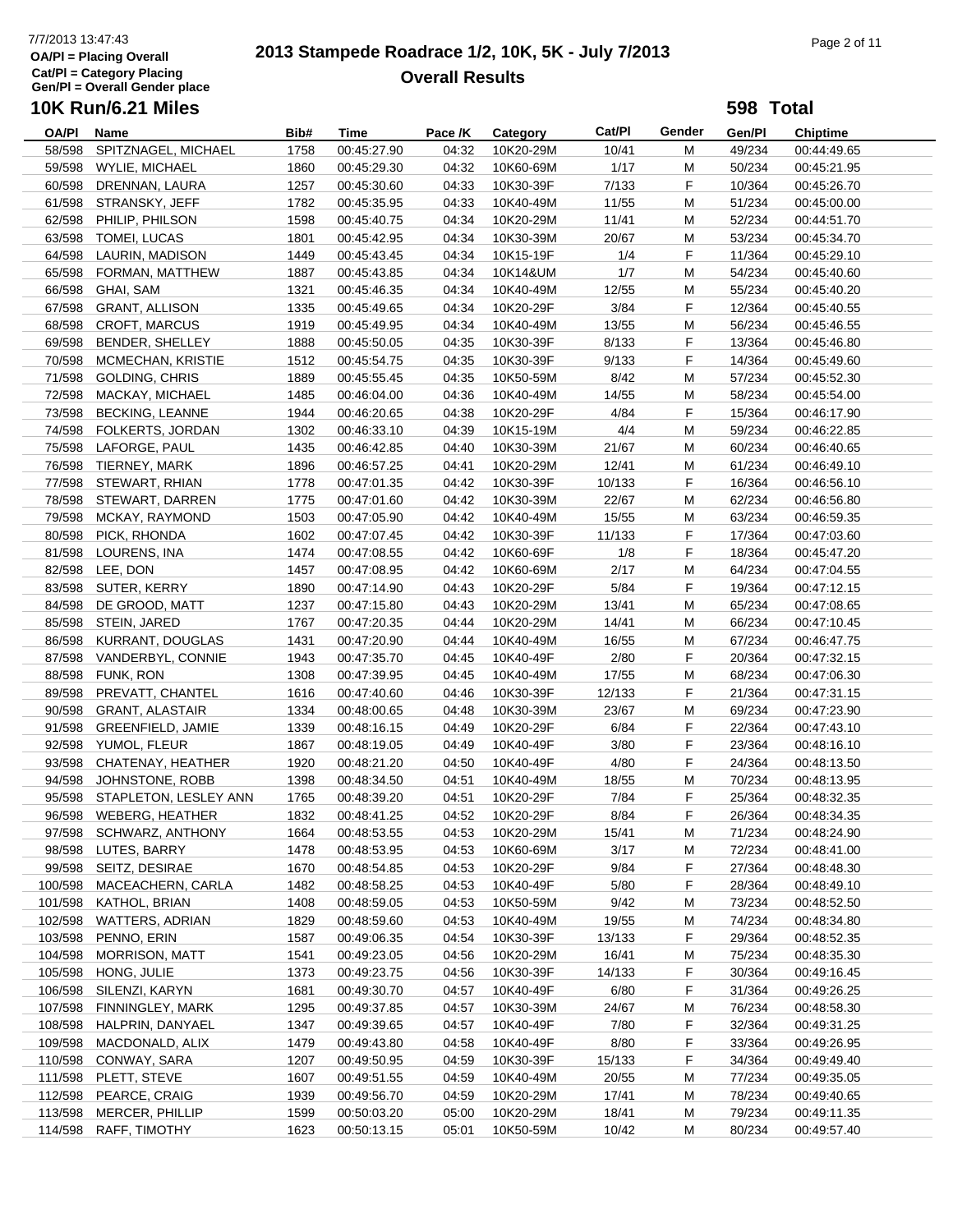7/7/2013 13:47:43
OA/Pl = Placing Overall
Cat/Pl = Category Placing
Gen/Pl = Overall Gender place

# 2013 Stampede Roadrace 1/2, 10K, 5K - July 7/2013

## Overall Results

### 10K Run/6.21 Miles

**598 Total**

| OA/Pl | Name | Bib# | Time | Pace /K | Category | Cat/Pl | Gender | Gen/Pl | Chiptime |
|---|---|---|---|---|---|---|---|---|---|
| 58/598 | SPITZNAGEL, MICHAEL | 1758 | 00:45:27.90 | 04:32 | 10K20-29M | 10/41 | M | 49/234 | 00:44:49.65 |
| 59/598 | WYLIE, MICHAEL | 1860 | 00:45:29.30 | 04:32 | 10K60-69M | 1/17 | M | 50/234 | 00:45:21.95 |
| 60/598 | DRENNAN, LAURA | 1257 | 00:45:30.60 | 04:33 | 10K30-39F | 7/133 | F | 10/364 | 00:45:26.70 |
| 61/598 | STRANSKY, JEFF | 1782 | 00:45:35.95 | 04:33 | 10K40-49M | 11/55 | M | 51/234 | 00:45:00.00 |
| 62/598 | PHILIP, PHILSON | 1598 | 00:45:40.75 | 04:34 | 10K20-29M | 11/41 | M | 52/234 | 00:44:51.70 |
| 63/598 | TOMEI, LUCAS | 1801 | 00:45:42.95 | 04:34 | 10K30-39M | 20/67 | M | 53/234 | 00:45:34.70 |
| 64/598 | LAURIN, MADISON | 1449 | 00:45:43.45 | 04:34 | 10K15-19F | 1/4 | F | 11/364 | 00:45:29.10 |
| 65/598 | FORMAN, MATTHEW | 1887 | 00:45:43.85 | 04:34 | 10K14&UM | 1/7 | M | 54/234 | 00:45:40.60 |
| 66/598 | GHAI, SAM | 1321 | 00:45:46.35 | 04:34 | 10K40-49M | 12/55 | M | 55/234 | 00:45:40.20 |
| 67/598 | GRANT, ALLISON | 1335 | 00:45:49.65 | 04:34 | 10K20-29F | 3/84 | F | 12/364 | 00:45:40.55 |
| 68/598 | CROFT, MARCUS | 1919 | 00:45:49.95 | 04:34 | 10K40-49M | 13/55 | M | 56/234 | 00:45:46.55 |
| 69/598 | BENDER, SHELLEY | 1888 | 00:45:50.05 | 04:35 | 10K30-39F | 8/133 | F | 13/364 | 00:45:46.80 |
| 70/598 | MCMECHAN, KRISTIE | 1512 | 00:45:54.75 | 04:35 | 10K30-39F | 9/133 | F | 14/364 | 00:45:49.60 |
| 71/598 | GOLDING, CHRIS | 1889 | 00:45:55.45 | 04:35 | 10K50-59M | 8/42 | M | 57/234 | 00:45:52.30 |
| 72/598 | MACKAY, MICHAEL | 1485 | 00:46:04.00 | 04:36 | 10K40-49M | 14/55 | M | 58/234 | 00:45:54.00 |
| 73/598 | BECKING, LEANNE | 1944 | 00:46:20.65 | 04:38 | 10K20-29F | 4/84 | F | 15/364 | 00:46:17.90 |
| 74/598 | FOLKERTS, JORDAN | 1302 | 00:46:33.10 | 04:39 | 10K15-19M | 4/4 | M | 59/234 | 00:46:22.85 |
| 75/598 | LAFORGE, PAUL | 1435 | 00:46:42.85 | 04:40 | 10K30-39M | 21/67 | M | 60/234 | 00:46:40.65 |
| 76/598 | TIERNEY, MARK | 1896 | 00:46:57.25 | 04:41 | 10K20-29M | 12/41 | M | 61/234 | 00:46:49.10 |
| 77/598 | STEWART, RHIAN | 1778 | 00:47:01.35 | 04:42 | 10K30-39F | 10/133 | F | 16/364 | 00:46:56.10 |
| 78/598 | STEWART, DARREN | 1775 | 00:47:01.60 | 04:42 | 10K30-39M | 22/67 | M | 62/234 | 00:46:56.80 |
| 79/598 | MCKAY, RAYMOND | 1503 | 00:47:05.90 | 04:42 | 10K40-49M | 15/55 | M | 63/234 | 00:46:59.35 |
| 80/598 | PICK, RHONDA | 1602 | 00:47:07.45 | 04:42 | 10K30-39F | 11/133 | F | 17/364 | 00:47:03.60 |
| 81/598 | LOURENS, INA | 1474 | 00:47:08.55 | 04:42 | 10K60-69F | 1/8 | F | 18/364 | 00:45:47.20 |
| 82/598 | LEE, DON | 1457 | 00:47:08.95 | 04:42 | 10K60-69M | 2/17 | M | 64/234 | 00:47:04.55 |
| 83/598 | SUTER, KERRY | 1890 | 00:47:14.90 | 04:43 | 10K20-29F | 5/84 | F | 19/364 | 00:47:12.15 |
| 84/598 | DE GROOD, MATT | 1237 | 00:47:15.80 | 04:43 | 10K20-29M | 13/41 | M | 65/234 | 00:47:08.65 |
| 85/598 | STEIN, JARED | 1767 | 00:47:20.35 | 04:44 | 10K20-29M | 14/41 | M | 66/234 | 00:47:10.45 |
| 86/598 | KURRANT, DOUGLAS | 1431 | 00:47:20.90 | 04:44 | 10K40-49M | 16/55 | M | 67/234 | 00:46:47.75 |
| 87/598 | VANDERBYL, CONNIE | 1943 | 00:47:35.70 | 04:45 | 10K40-49F | 2/80 | F | 20/364 | 00:47:32.15 |
| 88/598 | FUNK, RON | 1308 | 00:47:39.95 | 04:45 | 10K40-49M | 17/55 | M | 68/234 | 00:47:06.30 |
| 89/598 | PREVATT, CHANTEL | 1616 | 00:47:40.60 | 04:46 | 10K30-39F | 12/133 | F | 21/364 | 00:47:31.15 |
| 90/598 | GRANT, ALASTAIR | 1334 | 00:48:00.65 | 04:48 | 10K30-39M | 23/67 | M | 69/234 | 00:47:23.90 |
| 91/598 | GREENFIELD, JAMIE | 1339 | 00:48:16.15 | 04:49 | 10K20-29F | 6/84 | F | 22/364 | 00:47:43.10 |
| 92/598 | YUMOL, FLEUR | 1867 | 00:48:19.05 | 04:49 | 10K40-49F | 3/80 | F | 23/364 | 00:48:16.10 |
| 93/598 | CHATENAY, HEATHER | 1920 | 00:48:21.20 | 04:50 | 10K40-49F | 4/80 | F | 24/364 | 00:48:13.50 |
| 94/598 | JOHNSTONE, ROBB | 1398 | 00:48:34.50 | 04:51 | 10K40-49M | 18/55 | M | 70/234 | 00:48:13.95 |
| 95/598 | STAPLETON, LESLEY ANN | 1765 | 00:48:39.20 | 04:51 | 10K20-29F | 7/84 | F | 25/364 | 00:48:32.35 |
| 96/598 | WEBERG, HEATHER | 1832 | 00:48:41.25 | 04:52 | 10K20-29F | 8/84 | F | 26/364 | 00:48:34.35 |
| 97/598 | SCHWARZ, ANTHONY | 1664 | 00:48:53.55 | 04:53 | 10K20-29M | 15/41 | M | 71/234 | 00:48:24.90 |
| 98/598 | LUTES, BARRY | 1478 | 00:48:53.95 | 04:53 | 10K60-69M | 3/17 | M | 72/234 | 00:48:41.00 |
| 99/598 | SEITZ, DESIRAE | 1670 | 00:48:54.85 | 04:53 | 10K20-29F | 9/84 | F | 27/364 | 00:48:48.30 |
| 100/598 | MACEACHERN, CARLA | 1482 | 00:48:58.25 | 04:53 | 10K40-49F | 5/80 | F | 28/364 | 00:48:49.10 |
| 101/598 | KATHOL, BRIAN | 1408 | 00:48:59.05 | 04:53 | 10K50-59M | 9/42 | M | 73/234 | 00:48:52.50 |
| 102/598 | WATTERS, ADRIAN | 1829 | 00:48:59.60 | 04:53 | 10K40-49M | 19/55 | M | 74/234 | 00:48:34.80 |
| 103/598 | PENNO, ERIN | 1587 | 00:49:06.35 | 04:54 | 10K30-39F | 13/133 | F | 29/364 | 00:48:52.35 |
| 104/598 | MORRISON, MATT | 1541 | 00:49:23.05 | 04:56 | 10K20-29M | 16/41 | M | 75/234 | 00:48:35.30 |
| 105/598 | HONG, JULIE | 1373 | 00:49:23.75 | 04:56 | 10K30-39F | 14/133 | F | 30/364 | 00:49:16.45 |
| 106/598 | SILENZI, KARYN | 1681 | 00:49:30.70 | 04:57 | 10K40-49F | 6/80 | F | 31/364 | 00:49:26.25 |
| 107/598 | FINNINGLEY, MARK | 1295 | 00:49:37.85 | 04:57 | 10K30-39M | 24/67 | M | 76/234 | 00:48:58.30 |
| 108/598 | HALPRIN, DANYAEL | 1347 | 00:49:39.65 | 04:57 | 10K40-49F | 7/80 | F | 32/364 | 00:49:31.25 |
| 109/598 | MACDONALD, ALIX | 1479 | 00:49:43.80 | 04:58 | 10K40-49F | 8/80 | F | 33/364 | 00:49:26.95 |
| 110/598 | CONWAY, SARA | 1207 | 00:49:50.95 | 04:59 | 10K30-39F | 15/133 | F | 34/364 | 00:49:49.40 |
| 111/598 | PLETT, STEVE | 1607 | 00:49:51.55 | 04:59 | 10K40-49M | 20/55 | M | 77/234 | 00:49:35.05 |
| 112/598 | PEARCE, CRAIG | 1939 | 00:49:56.70 | 04:59 | 10K20-29M | 17/41 | M | 78/234 | 00:49:40.65 |
| 113/598 | MERCER, PHILLIP | 1599 | 00:50:03.20 | 05:00 | 10K20-29M | 18/41 | M | 79/234 | 00:49:11.35 |
| 114/598 | RAFF, TIMOTHY | 1623 | 00:50:13.15 | 05:01 | 10K50-59M | 10/42 | M | 80/234 | 00:49:57.40 |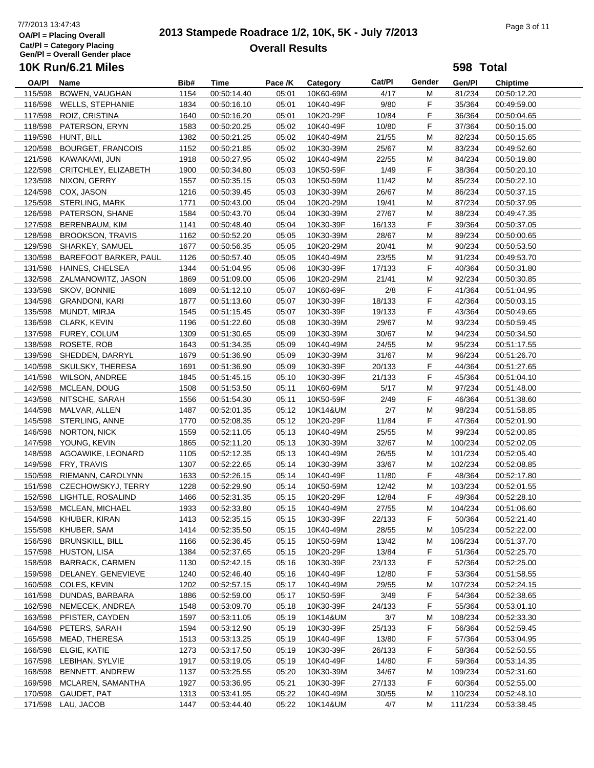# 2013 Stampede Roadrace 1/2, 10K, 5K - July 7/2013

## Overall Results

7/7/2013 13:47:43
OA/Pl = Placing Overall
Cat/Pl = Category Placing
Gen/Pl = Overall Gender place

### 10K Run/6.21 Miles

**598 Total**

| OA/Pl | Name | Bib# | Time | Pace /K | Category | Cat/Pl | Gender | Gen/Pl | Chiptime |
|---|---|---|---|---|---|---|---|---|---|
| 115/598 | BOWEN, VAUGHAN | 1154 | 00:50:14.40 | 05:01 | 10K60-69M | 4/17 | M | 81/234 | 00:50:12.20 |
| 116/598 | WELLS, STEPHANIE | 1834 | 00:50:16.10 | 05:01 | 10K40-49F | 9/80 | F | 35/364 | 00:49:59.00 |
| 117/598 | ROIZ, CRISTINA | 1640 | 00:50:16.20 | 05:01 | 10K20-29F | 10/84 | F | 36/364 | 00:50:04.65 |
| 118/598 | PATERSON, ERYN | 1583 | 00:50:20.25 | 05:02 | 10K40-49F | 10/80 | F | 37/364 | 00:50:15.00 |
| 119/598 | HUNT, BILL | 1382 | 00:50:21.25 | 05:02 | 10K40-49M | 21/55 | M | 82/234 | 00:50:15.65 |
| 120/598 | BOURGET, FRANCOIS | 1152 | 00:50:21.85 | 05:02 | 10K30-39M | 25/67 | M | 83/234 | 00:49:52.60 |
| 121/598 | KAWAKAMI, JUN | 1918 | 00:50:27.95 | 05:02 | 10K40-49M | 22/55 | M | 84/234 | 00:50:19.80 |
| 122/598 | CRITCHLEY, ELIZABETH | 1900 | 00:50:34.80 | 05:03 | 10K50-59F | 1/49 | F | 38/364 | 00:50:20.10 |
| 123/598 | NIXON, GERRY | 1557 | 00:50:35.15 | 05:03 | 10K50-59M | 11/42 | M | 85/234 | 00:50:22.10 |
| 124/598 | COX, JASON | 1216 | 00:50:39.45 | 05:03 | 10K30-39M | 26/67 | M | 86/234 | 00:50:37.15 |
| 125/598 | STERLING, MARK | 1771 | 00:50:43.00 | 05:04 | 10K20-29M | 19/41 | M | 87/234 | 00:50:37.95 |
| 126/598 | PATERSON, SHANE | 1584 | 00:50:43.70 | 05:04 | 10K30-39M | 27/67 | M | 88/234 | 00:49:47.35 |
| 127/598 | BERENBAUM, KIM | 1141 | 00:50:48.40 | 05:04 | 10K30-39F | 16/133 | F | 39/364 | 00:50:37.05 |
| 128/598 | BROOKSON, TRAVIS | 1162 | 00:50:52.20 | 05:05 | 10K30-39M | 28/67 | M | 89/234 | 00:50:00.65 |
| 129/598 | SHARKEY, SAMUEL | 1677 | 00:50:56.35 | 05:05 | 10K20-29M | 20/41 | M | 90/234 | 00:50:53.50 |
| 130/598 | BAREFOOT BARKER, PAUL | 1126 | 00:50:57.40 | 05:05 | 10K40-49M | 23/55 | M | 91/234 | 00:49:53.70 |
| 131/598 | HAINES, CHELSEA | 1344 | 00:51:04.95 | 05:06 | 10K30-39F | 17/133 | F | 40/364 | 00:50:31.80 |
| 132/598 | ZALMANOWITZ, JASON | 1869 | 00:51:09.00 | 05:06 | 10K20-29M | 21/41 | M | 92/234 | 00:50:30.85 |
| 133/598 | SKOV, BONNIE | 1689 | 00:51:12.10 | 05:07 | 10K60-69F | 2/8 | F | 41/364 | 00:51:04.95 |
| 134/598 | GRANDONI, KARI | 1877 | 00:51:13.60 | 05:07 | 10K30-39F | 18/133 | F | 42/364 | 00:50:03.15 |
| 135/598 | MUNDT, MIRJA | 1545 | 00:51:15.45 | 05:07 | 10K30-39F | 19/133 | F | 43/364 | 00:50:49.65 |
| 136/598 | CLARK, KEVIN | 1196 | 00:51:22.60 | 05:08 | 10K30-39M | 29/67 | M | 93/234 | 00:50:59.45 |
| 137/598 | FUREY, COLUM | 1309 | 00:51:30.65 | 05:09 | 10K30-39M | 30/67 | M | 94/234 | 00:50:34.50 |
| 138/598 | ROSETE, ROB | 1643 | 00:51:34.35 | 05:09 | 10K40-49M | 24/55 | M | 95/234 | 00:51:17.55 |
| 139/598 | SHEDDEN, DARRYL | 1679 | 00:51:36.90 | 05:09 | 10K30-39M | 31/67 | M | 96/234 | 00:51:26.70 |
| 140/598 | SKULSKY, THERESA | 1691 | 00:51:36.90 | 05:09 | 10K30-39F | 20/133 | F | 44/364 | 00:51:27.65 |
| 141/598 | WILSON, ANDREE | 1845 | 00:51:45.15 | 05:10 | 10K30-39F | 21/133 | F | 45/364 | 00:51:04.10 |
| 142/598 | MCLEAN, DOUG | 1508 | 00:51:53.50 | 05:11 | 10K60-69M | 5/17 | M | 97/234 | 00:51:48.00 |
| 143/598 | NITSCHE, SARAH | 1556 | 00:51:54.30 | 05:11 | 10K50-59F | 2/49 | F | 46/364 | 00:51:38.60 |
| 144/598 | MALVAR, ALLEN | 1487 | 00:52:01.35 | 05:12 | 10K14&UM | 2/7 | M | 98/234 | 00:51:58.85 |
| 145/598 | STERLING, ANNE | 1770 | 00:52:08.35 | 05:12 | 10K20-29F | 11/84 | F | 47/364 | 00:52:01.90 |
| 146/598 | NORTON, NICK | 1559 | 00:52:11.05 | 05:13 | 10K40-49M | 25/55 | M | 99/234 | 00:52:00.85 |
| 147/598 | YOUNG, KEVIN | 1865 | 00:52:11.20 | 05:13 | 10K30-39M | 32/67 | M | 100/234 | 00:52:02.05 |
| 148/598 | AGOAWIKE, LEONARD | 1105 | 00:52:12.35 | 05:13 | 10K40-49M | 26/55 | M | 101/234 | 00:52:05.40 |
| 149/598 | FRY, TRAVIS | 1307 | 00:52:22.65 | 05:14 | 10K30-39M | 33/67 | M | 102/234 | 00:52:08.85 |
| 150/598 | RIEMANN, CAROLYNN | 1633 | 00:52:26.15 | 05:14 | 10K40-49F | 11/80 | F | 48/364 | 00:52:17.80 |
| 151/598 | CZECHOWSKYJ, TERRY | 1228 | 00:52:29.90 | 05:14 | 10K50-59M | 12/42 | M | 103/234 | 00:52:01.55 |
| 152/598 | LIGHTLE, ROSALIND | 1466 | 00:52:31.35 | 05:15 | 10K20-29F | 12/84 | F | 49/364 | 00:52:28.10 |
| 153/598 | MCLEAN, MICHAEL | 1933 | 00:52:33.80 | 05:15 | 10K40-49M | 27/55 | M | 104/234 | 00:51:06.60 |
| 154/598 | KHUBER, KIRAN | 1413 | 00:52:35.15 | 05:15 | 10K30-39F | 22/133 | F | 50/364 | 00:52:21.40 |
| 155/598 | KHUBER, SAM | 1414 | 00:52:35.50 | 05:15 | 10K40-49M | 28/55 | M | 105/234 | 00:52:22.00 |
| 156/598 | BRUNSKILL, BILL | 1166 | 00:52:36.45 | 05:15 | 10K50-59M | 13/42 | M | 106/234 | 00:51:37.70 |
| 157/598 | HUSTON, LISA | 1384 | 00:52:37.65 | 05:15 | 10K20-29F | 13/84 | F | 51/364 | 00:52:25.70 |
| 158/598 | BARRACK, CARMEN | 1130 | 00:52:42.15 | 05:16 | 10K30-39F | 23/133 | F | 52/364 | 00:52:25.00 |
| 159/598 | DELANEY, GENEVIEVE | 1240 | 00:52:46.40 | 05:16 | 10K40-49F | 12/80 | F | 53/364 | 00:51:58.55 |
| 160/598 | COLES, KEVIN | 1202 | 00:52:57.15 | 05:17 | 10K40-49M | 29/55 | M | 107/234 | 00:52:24.15 |
| 161/598 | DUNDAS, BARBARA | 1886 | 00:52:59.00 | 05:17 | 10K50-59F | 3/49 | F | 54/364 | 00:52:38.65 |
| 162/598 | NEMECEK, ANDREA | 1548 | 00:53:09.70 | 05:18 | 10K30-39F | 24/133 | F | 55/364 | 00:53:01.10 |
| 163/598 | PFISTER, CAYDEN | 1597 | 00:53:11.05 | 05:19 | 10K14&UM | 3/7 | M | 108/234 | 00:52:33.30 |
| 164/598 | PETERS, SARAH | 1594 | 00:53:12.90 | 05:19 | 10K30-39F | 25/133 | F | 56/364 | 00:52:59.45 |
| 165/598 | MEAD, THERESA | 1513 | 00:53:13.25 | 05:19 | 10K40-49F | 13/80 | F | 57/364 | 00:53:04.95 |
| 166/598 | ELGIE, KATIE | 1273 | 00:53:17.50 | 05:19 | 10K30-39F | 26/133 | F | 58/364 | 00:52:50.55 |
| 167/598 | LEBIHAN, SYLVIE | 1917 | 00:53:19.05 | 05:19 | 10K40-49F | 14/80 | F | 59/364 | 00:53:14.35 |
| 168/598 | BENNETT, ANDREW | 1137 | 00:53:25.55 | 05:20 | 10K30-39M | 34/67 | M | 109/234 | 00:52:31.60 |
| 169/598 | MCLAREN, SAMANTHA | 1927 | 00:53:36.95 | 05:21 | 10K30-39F | 27/133 | F | 60/364 | 00:52:55.00 |
| 170/598 | GAUDET, PAT | 1313 | 00:53:41.95 | 05:22 | 10K40-49M | 30/55 | M | 110/234 | 00:52:48.10 |
| 171/598 | LAU, JACOB | 1447 | 00:53:44.40 | 05:22 | 10K14&UM | 4/7 | M | 111/234 | 00:53:38.45 |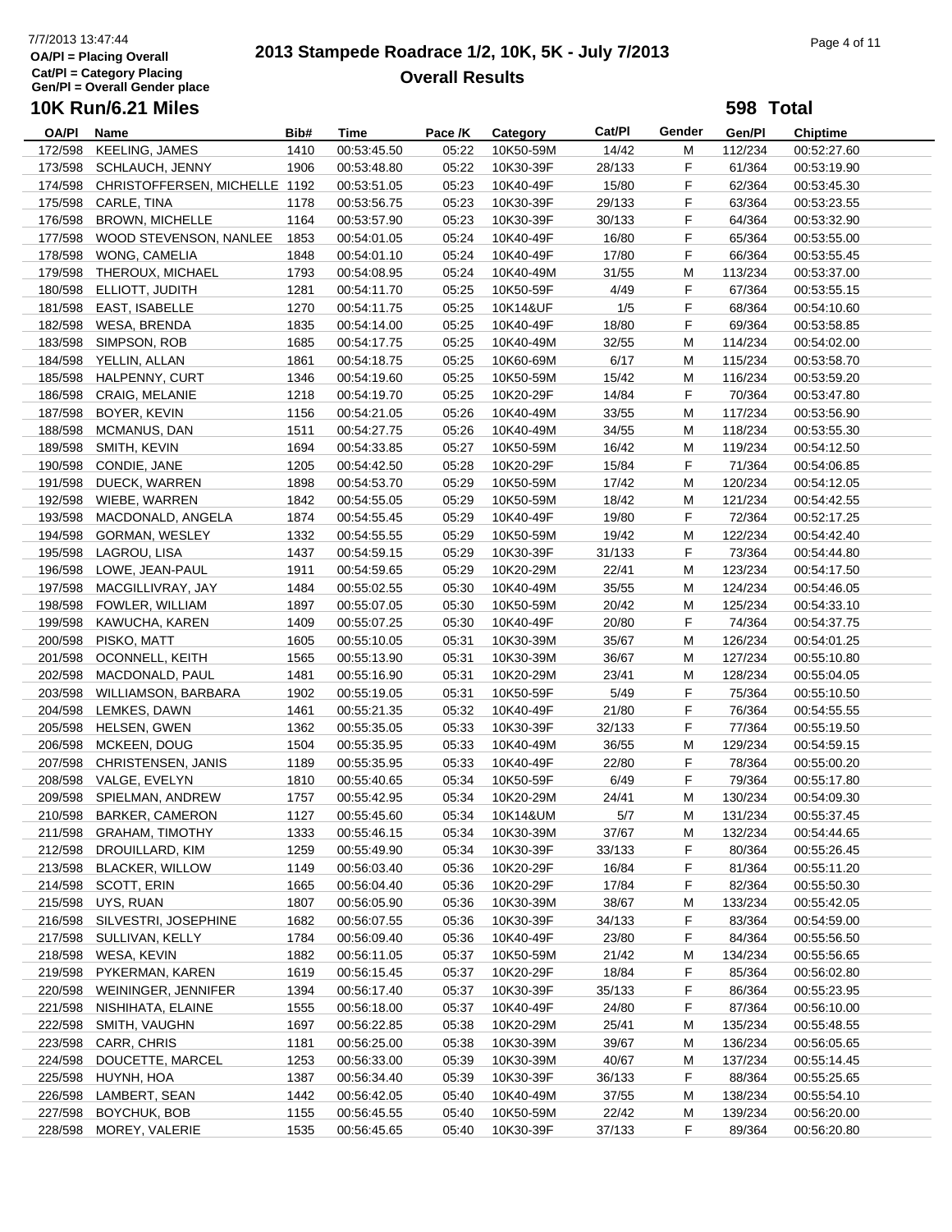# 2013 Stampede Roadrace 1/2, 10K, 5K - July 7/2013

## Overall Results

OA/Pl = Placing Overall
Cat/Pl = Category Placing
Gen/Pl = Overall Gender place

### 10K Run/6.21 Miles

**598 Total**

| OA/Pl | Name | Bib# | Time | Pace /K | Category | Cat/Pl | Gender | Gen/Pl | Chiptime |
|---|---|---|---|---|---|---|---|---|---|
| 172/598 | KEELING, JAMES | 1410 | 00:53:45.50 | 05:22 | 10K50-59M | 14/42 | M | 112/234 | 00:52:27.60 |
| 173/598 | SCHLAUCH, JENNY | 1906 | 00:53:48.80 | 05:22 | 10K30-39F | 28/133 | F | 61/364 | 00:53:19.90 |
| 174/598 | CHRISTOFFERSEN, MICHELLE | 1192 | 00:53:51.05 | 05:23 | 10K40-49F | 15/80 | F | 62/364 | 00:53:45.30 |
| 175/598 | CARLE, TINA | 1178 | 00:53:56.75 | 05:23 | 10K30-39F | 29/133 | F | 63/364 | 00:53:23.55 |
| 176/598 | BROWN, MICHELLE | 1164 | 00:53:57.90 | 05:23 | 10K30-39F | 30/133 | F | 64/364 | 00:53:32.90 |
| 177/598 | WOOD STEVENSON, NANLEE | 1853 | 00:54:01.05 | 05:24 | 10K40-49F | 16/80 | F | 65/364 | 00:53:55.00 |
| 178/598 | WONG, CAMELIA | 1848 | 00:54:01.10 | 05:24 | 10K40-49F | 17/80 | F | 66/364 | 00:53:55.45 |
| 179/598 | THEROUX, MICHAEL | 1793 | 00:54:08.95 | 05:24 | 10K40-49M | 31/55 | M | 113/234 | 00:53:37.00 |
| 180/598 | ELLIOTT, JUDITH | 1281 | 00:54:11.70 | 05:25 | 10K50-59F | 4/49 | F | 67/364 | 00:53:55.15 |
| 181/598 | EAST, ISABELLE | 1270 | 00:54:11.75 | 05:25 | 10K14&UF | 1/5 | F | 68/364 | 00:54:10.60 |
| 182/598 | WESA, BRENDA | 1835 | 00:54:14.00 | 05:25 | 10K40-49F | 18/80 | F | 69/364 | 00:53:58.85 |
| 183/598 | SIMPSON, ROB | 1685 | 00:54:17.75 | 05:25 | 10K40-49M | 32/55 | M | 114/234 | 00:54:02.00 |
| 184/598 | YELLIN, ALLAN | 1861 | 00:54:18.75 | 05:25 | 10K60-69M | 6/17 | M | 115/234 | 00:53:58.70 |
| 185/598 | HALPENNY, CURT | 1346 | 00:54:19.60 | 05:25 | 10K50-59M | 15/42 | M | 116/234 | 00:53:59.20 |
| 186/598 | CRAIG, MELANIE | 1218 | 00:54:19.70 | 05:25 | 10K20-29F | 14/84 | F | 70/364 | 00:53:47.80 |
| 187/598 | BOYER, KEVIN | 1156 | 00:54:21.05 | 05:26 | 10K40-49M | 33/55 | M | 117/234 | 00:53:56.90 |
| 188/598 | MCMANUS, DAN | 1511 | 00:54:27.75 | 05:26 | 10K40-49M | 34/55 | M | 118/234 | 00:53:55.30 |
| 189/598 | SMITH, KEVIN | 1694 | 00:54:33.85 | 05:27 | 10K50-59M | 16/42 | M | 119/234 | 00:54:12.50 |
| 190/598 | CONDIE, JANE | 1205 | 00:54:42.50 | 05:28 | 10K20-29F | 15/84 | F | 71/364 | 00:54:06.85 |
| 191/598 | DUECK, WARREN | 1898 | 00:54:53.70 | 05:29 | 10K50-59M | 17/42 | M | 120/234 | 00:54:12.05 |
| 192/598 | WIEBE, WARREN | 1842 | 00:54:55.05 | 05:29 | 10K50-59M | 18/42 | M | 121/234 | 00:54:42.55 |
| 193/598 | MACDONALD, ANGELA | 1874 | 00:54:55.45 | 05:29 | 10K40-49F | 19/80 | F | 72/364 | 00:52:17.25 |
| 194/598 | GORMAN, WESLEY | 1332 | 00:54:55.55 | 05:29 | 10K50-59M | 19/42 | M | 122/234 | 00:54:42.40 |
| 195/598 | LAGROU, LISA | 1437 | 00:54:59.15 | 05:29 | 10K30-39F | 31/133 | F | 73/364 | 00:54:44.80 |
| 196/598 | LOWE, JEAN-PAUL | 1911 | 00:54:59.65 | 05:29 | 10K20-29M | 22/41 | M | 123/234 | 00:54:17.50 |
| 197/598 | MACGILLIVRAY, JAY | 1484 | 00:55:02.55 | 05:30 | 10K40-49M | 35/55 | M | 124/234 | 00:54:46.05 |
| 198/598 | FOWLER, WILLIAM | 1897 | 00:55:07.05 | 05:30 | 10K50-59M | 20/42 | M | 125/234 | 00:54:33.10 |
| 199/598 | KAWUCHA, KAREN | 1409 | 00:55:07.25 | 05:30 | 10K40-49F | 20/80 | F | 74/364 | 00:54:37.75 |
| 200/598 | PISKO, MATT | 1605 | 00:55:10.05 | 05:31 | 10K30-39M | 35/67 | M | 126/234 | 00:54:01.25 |
| 201/598 | OCONNELL, KEITH | 1565 | 00:55:13.90 | 05:31 | 10K30-39M | 36/67 | M | 127/234 | 00:55:10.80 |
| 202/598 | MACDONALD, PAUL | 1481 | 00:55:16.90 | 05:31 | 10K20-29M | 23/41 | M | 128/234 | 00:55:04.05 |
| 203/598 | WILLIAMSON, BARBARA | 1902 | 00:55:19.05 | 05:31 | 10K50-59F | 5/49 | F | 75/364 | 00:55:10.50 |
| 204/598 | LEMKES, DAWN | 1461 | 00:55:21.35 | 05:32 | 10K40-49F | 21/80 | F | 76/364 | 00:54:55.55 |
| 205/598 | HELSEN, GWEN | 1362 | 00:55:35.05 | 05:33 | 10K30-39F | 32/133 | F | 77/364 | 00:55:19.50 |
| 206/598 | MCKEEN, DOUG | 1504 | 00:55:35.95 | 05:33 | 10K40-49M | 36/55 | M | 129/234 | 00:54:59.15 |
| 207/598 | CHRISTENSEN, JANIS | 1189 | 00:55:35.95 | 05:33 | 10K40-49F | 22/80 | F | 78/364 | 00:55:00.20 |
| 208/598 | VALGE, EVELYN | 1810 | 00:55:40.65 | 05:34 | 10K50-59F | 6/49 | F | 79/364 | 00:55:17.80 |
| 209/598 | SPIELMAN, ANDREW | 1757 | 00:55:42.95 | 05:34 | 10K20-29M | 24/41 | M | 130/234 | 00:54:09.30 |
| 210/598 | BARKER, CAMERON | 1127 | 00:55:45.60 | 05:34 | 10K14&UM | 5/7 | M | 131/234 | 00:55:37.45 |
| 211/598 | GRAHAM, TIMOTHY | 1333 | 00:55:46.15 | 05:34 | 10K30-39M | 37/67 | M | 132/234 | 00:54:44.65 |
| 212/598 | DROUILLARD, KIM | 1259 | 00:55:49.90 | 05:34 | 10K30-39F | 33/133 | F | 80/364 | 00:55:26.45 |
| 213/598 | BLACKER, WILLOW | 1149 | 00:56:03.40 | 05:36 | 10K20-29F | 16/84 | F | 81/364 | 00:55:11.20 |
| 214/598 | SCOTT, ERIN | 1665 | 00:56:04.40 | 05:36 | 10K20-29F | 17/84 | F | 82/364 | 00:55:50.30 |
| 215/598 | UYS, RUAN | 1807 | 00:56:05.90 | 05:36 | 10K30-39M | 38/67 | M | 133/234 | 00:55:42.05 |
| 216/598 | SILVESTRI, JOSEPHINE | 1682 | 00:56:07.55 | 05:36 | 10K30-39F | 34/133 | F | 83/364 | 00:54:59.00 |
| 217/598 | SULLIVAN, KELLY | 1784 | 00:56:09.40 | 05:36 | 10K40-49F | 23/80 | F | 84/364 | 00:55:56.50 |
| 218/598 | WESA, KEVIN | 1882 | 00:56:11.05 | 05:37 | 10K50-59M | 21/42 | M | 134/234 | 00:55:56.65 |
| 219/598 | PYKERMAN, KAREN | 1619 | 00:56:15.45 | 05:37 | 10K20-29F | 18/84 | F | 85/364 | 00:56:02.80 |
| 220/598 | WEININGER, JENNIFER | 1394 | 00:56:17.40 | 05:37 | 10K30-39F | 35/133 | F | 86/364 | 00:55:23.95 |
| 221/598 | NISHIHATA, ELAINE | 1555 | 00:56:18.00 | 05:37 | 10K40-49F | 24/80 | F | 87/364 | 00:56:10.00 |
| 222/598 | SMITH, VAUGHN | 1697 | 00:56:22.85 | 05:38 | 10K20-29M | 25/41 | M | 135/234 | 00:55:48.55 |
| 223/598 | CARR, CHRIS | 1181 | 00:56:25.00 | 05:38 | 10K30-39M | 39/67 | M | 136/234 | 00:56:05.65 |
| 224/598 | DOUCETTE, MARCEL | 1253 | 00:56:33.00 | 05:39 | 10K30-39M | 40/67 | M | 137/234 | 00:55:14.45 |
| 225/598 | HUYNH, HOA | 1387 | 00:56:34.40 | 05:39 | 10K30-39F | 36/133 | F | 88/364 | 00:55:25.65 |
| 226/598 | LAMBERT, SEAN | 1442 | 00:56:42.05 | 05:40 | 10K40-49M | 37/55 | M | 138/234 | 00:55:54.10 |
| 227/598 | BOYCHUK, BOB | 1155 | 00:56:45.55 | 05:40 | 10K50-59M | 22/42 | M | 139/234 | 00:56:20.00 |
| 228/598 | MOREY, VALERIE | 1535 | 00:56:45.65 | 05:40 | 10K30-39F | 37/133 | F | 89/364 | 00:56:20.80 |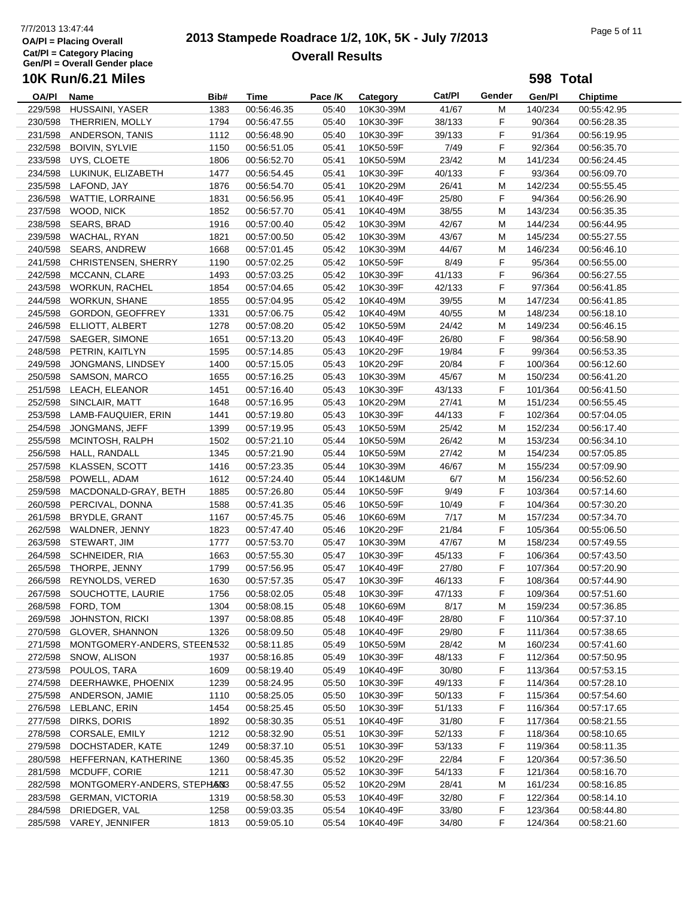# 2013 Stampede Roadrace 1/2, 10K, 5K - July 7/2013

## Overall Results

7/7/2013 13:47:44

OA/Pl = Placing Overall
Cat/Pl = Category Placing
Gen/Pl = Overall Gender place

## 10K Run/6.21 Miles

**598 Total**

| OA/Pl | Name | Bib# | Time | Pace /K | Category | Cat/Pl | Gender | Gen/Pl | Chiptime |
|---|---|---|---|---|---|---|---|---|---|
| 229/598 | HUSSAINI, YASER | 1383 | 00:56:46.35 | 05:40 | 10K30-39M | 41/67 | M | 140/234 | 00:55:42.95 |
| 230/598 | THERRIEN, MOLLY | 1794 | 00:56:47.55 | 05:40 | 10K30-39F | 38/133 | F | 90/364 | 00:56:28.35 |
| 231/598 | ANDERSON, TANIS | 1112 | 00:56:48.90 | 05:40 | 10K30-39F | 39/133 | F | 91/364 | 00:56:19.95 |
| 232/598 | BOIVIN, SYLVIE | 1150 | 00:56:51.05 | 05:41 | 10K50-59F | 7/49 | F | 92/364 | 00:56:35.70 |
| 233/598 | UYS, CLOETE | 1806 | 00:56:52.70 | 05:41 | 10K50-59M | 23/42 | M | 141/234 | 00:56:24.45 |
| 234/598 | LUKINUK, ELIZABETH | 1477 | 00:56:54.45 | 05:41 | 10K30-39F | 40/133 | F | 93/364 | 00:56:09.70 |
| 235/598 | LAFOND, JAY | 1876 | 00:56:54.70 | 05:41 | 10K20-29M | 26/41 | M | 142/234 | 00:55:55.45 |
| 236/598 | WATTIE, LORRAINE | 1831 | 00:56:56.95 | 05:41 | 10K40-49F | 25/80 | F | 94/364 | 00:56:26.90 |
| 237/598 | WOOD, NICK | 1852 | 00:56:57.70 | 05:41 | 10K40-49M | 38/55 | M | 143/234 | 00:56:35.35 |
| 238/598 | SEARS, BRAD | 1916 | 00:57:00.40 | 05:42 | 10K30-39M | 42/67 | M | 144/234 | 00:56:44.95 |
| 239/598 | WACHAL, RYAN | 1821 | 00:57:00.50 | 05:42 | 10K30-39M | 43/67 | M | 145/234 | 00:55:27.55 |
| 240/598 | SEARS, ANDREW | 1668 | 00:57:01.45 | 05:42 | 10K30-39M | 44/67 | M | 146/234 | 00:56:46.10 |
| 241/598 | CHRISTENSEN, SHERRY | 1190 | 00:57:02.25 | 05:42 | 10K50-59F | 8/49 | F | 95/364 | 00:56:55.00 |
| 242/598 | MCCANN, CLARE | 1493 | 00:57:03.25 | 05:42 | 10K30-39F | 41/133 | F | 96/364 | 00:56:27.55 |
| 243/598 | WORKUN, RACHEL | 1854 | 00:57:04.65 | 05:42 | 10K30-39F | 42/133 | F | 97/364 | 00:56:41.85 |
| 244/598 | WORKUN, SHANE | 1855 | 00:57:04.95 | 05:42 | 10K40-49M | 39/55 | M | 147/234 | 00:56:41.85 |
| 245/598 | GORDON, GEOFFREY | 1331 | 00:57:06.75 | 05:42 | 10K40-49M | 40/55 | M | 148/234 | 00:56:18.10 |
| 246/598 | ELLIOTT, ALBERT | 1278 | 00:57:08.20 | 05:42 | 10K50-59M | 24/42 | M | 149/234 | 00:56:46.15 |
| 247/598 | SAEGER, SIMONE | 1651 | 00:57:13.20 | 05:43 | 10K40-49F | 26/80 | F | 98/364 | 00:56:58.90 |
| 248/598 | PETRIN, KAITLYN | 1595 | 00:57:14.85 | 05:43 | 10K20-29F | 19/84 | F | 99/364 | 00:56:53.35 |
| 249/598 | JONGMANS, LINDSEY | 1400 | 00:57:15.05 | 05:43 | 10K20-29F | 20/84 | F | 100/364 | 00:56:12.60 |
| 250/598 | SAMSON, MARCO | 1655 | 00:57:16.25 | 05:43 | 10K30-39M | 45/67 | M | 150/234 | 00:56:41.20 |
| 251/598 | LEACH, ELEANOR | 1451 | 00:57:16.40 | 05:43 | 10K30-39F | 43/133 | F | 101/364 | 00:56:41.50 |
| 252/598 | SINCLAIR, MATT | 1648 | 00:57:16.95 | 05:43 | 10K20-29M | 27/41 | M | 151/234 | 00:56:55.45 |
| 253/598 | LAMB-FAUQUIER, ERIN | 1441 | 00:57:19.80 | 05:43 | 10K30-39F | 44/133 | F | 102/364 | 00:57:04.05 |
| 254/598 | JONGMANS, JEFF | 1399 | 00:57:19.95 | 05:43 | 10K50-59M | 25/42 | M | 152/234 | 00:56:17.40 |
| 255/598 | MCINTOSH, RALPH | 1502 | 00:57:21.10 | 05:44 | 10K50-59M | 26/42 | M | 153/234 | 00:56:34.10 |
| 256/598 | HALL, RANDALL | 1345 | 00:57:21.90 | 05:44 | 10K50-59M | 27/42 | M | 154/234 | 00:57:05.85 |
| 257/598 | KLASSEN, SCOTT | 1416 | 00:57:23.35 | 05:44 | 10K30-39M | 46/67 | M | 155/234 | 00:57:09.90 |
| 258/598 | POWELL, ADAM | 1612 | 00:57:24.40 | 05:44 | 10K14&UM | 6/7 | M | 156/234 | 00:56:52.60 |
| 259/598 | MACDONALD-GRAY, BETH | 1885 | 00:57:26.80 | 05:44 | 10K50-59F | 9/49 | F | 103/364 | 00:57:14.60 |
| 260/598 | PERCIVAL, DONNA | 1588 | 00:57:41.35 | 05:46 | 10K50-59F | 10/49 | F | 104/364 | 00:57:30.20 |
| 261/598 | BRYDLE, GRANT | 1167 | 00:57:45.75 | 05:46 | 10K60-69M | 7/17 | M | 157/234 | 00:57:34.70 |
| 262/598 | WALDNER, JENNY | 1823 | 00:57:47.40 | 05:46 | 10K20-29F | 21/84 | F | 105/364 | 00:55:06.50 |
| 263/598 | STEWART, JIM | 1777 | 00:57:53.70 | 05:47 | 10K30-39M | 47/67 | M | 158/234 | 00:57:49.55 |
| 264/598 | SCHNEIDER, RIA | 1663 | 00:57:55.30 | 05:47 | 10K30-39F | 45/133 | F | 106/364 | 00:57:43.50 |
| 265/598 | THORPE, JENNY | 1799 | 00:57:56.95 | 05:47 | 10K40-49F | 27/80 | F | 107/364 | 00:57:20.90 |
| 266/598 | REYNOLDS, VERED | 1630 | 00:57:57.35 | 05:47 | 10K30-39F | 46/133 | F | 108/364 | 00:57:44.90 |
| 267/598 | SOUCHOTTE, LAURIE | 1756 | 00:58:02.05 | 05:48 | 10K30-39F | 47/133 | F | 109/364 | 00:57:51.60 |
| 268/598 | FORD, TOM | 1304 | 00:58:08.15 | 05:48 | 10K60-69M | 8/17 | M | 159/234 | 00:57:36.85 |
| 269/598 | JOHNSTON, RICKI | 1397 | 00:58:08.85 | 05:48 | 10K40-49F | 28/80 | F | 110/364 | 00:57:37.10 |
| 270/598 | GLOVER, SHANNON | 1326 | 00:58:09.50 | 05:48 | 10K40-49F | 29/80 | F | 111/364 | 00:57:38.65 |
| 271/598 | MONTGOMERY-ANDERS, STEEN | 1532 | 00:58:11.85 | 05:49 | 10K50-59M | 28/42 | M | 160/234 | 00:57:41.60 |
| 272/598 | SNOW, ALISON | 1937 | 00:58:16.85 | 05:49 | 10K30-39F | 48/133 | F | 112/364 | 00:57:50.95 |
| 273/598 | POULOS, TARA | 1609 | 00:58:19.40 | 05:49 | 10K40-49F | 30/80 | F | 113/364 | 00:57:53.15 |
| 274/598 | DEERHAWKE, PHOENIX | 1239 | 00:58:24.95 | 05:50 | 10K30-39F | 49/133 | F | 114/364 | 00:57:28.10 |
| 275/598 | ANDERSON, JAMIE | 1110 | 00:58:25.05 | 05:50 | 10K30-39F | 50/133 | F | 115/364 | 00:57:54.60 |
| 276/598 | LEBLANC, ERIN | 1454 | 00:58:25.45 | 05:50 | 10K30-39F | 51/133 | F | 116/364 | 00:57:17.65 |
| 277/598 | DIRKS, DORIS | 1892 | 00:58:30.35 | 05:51 | 10K40-49F | 31/80 | F | 117/364 | 00:58:21.55 |
| 278/598 | CORSALE, EMILY | 1212 | 00:58:32.90 | 05:51 | 10K30-39F | 52/133 | F | 118/364 | 00:58:10.65 |
| 279/598 | DOCHSTADER, KATE | 1249 | 00:58:37.10 | 05:51 | 10K30-39F | 53/133 | F | 119/364 | 00:58:11.35 |
| 280/598 | HEFFERNAN, KATHERINE | 1360 | 00:58:45.35 | 05:52 | 10K20-29F | 22/84 | F | 120/364 | 00:57:36.50 |
| 281/598 | MCDUFF, CORIE | 1211 | 00:58:47.30 | 05:52 | 10K30-39F | 54/133 | F | 121/364 | 00:58:16.70 |
| 282/598 | MONTGOMERY-ANDERS, STEPHAN | 1533 | 00:58:47.55 | 05:52 | 10K20-29M | 28/41 | M | 161/234 | 00:58:16.85 |
| 283/598 | GERMAN, VICTORIA | 1319 | 00:58:58.30 | 05:53 | 10K40-49F | 32/80 | F | 122/364 | 00:58:14.10 |
| 284/598 | DRIEDGER, VAL | 1258 | 00:59:03.35 | 05:54 | 10K40-49F | 33/80 | F | 123/364 | 00:58:44.80 |
| 285/598 | VAREY, JENNIFER | 1813 | 00:59:05.10 | 05:54 | 10K40-49F | 34/80 | F | 124/364 | 00:58:21.60 |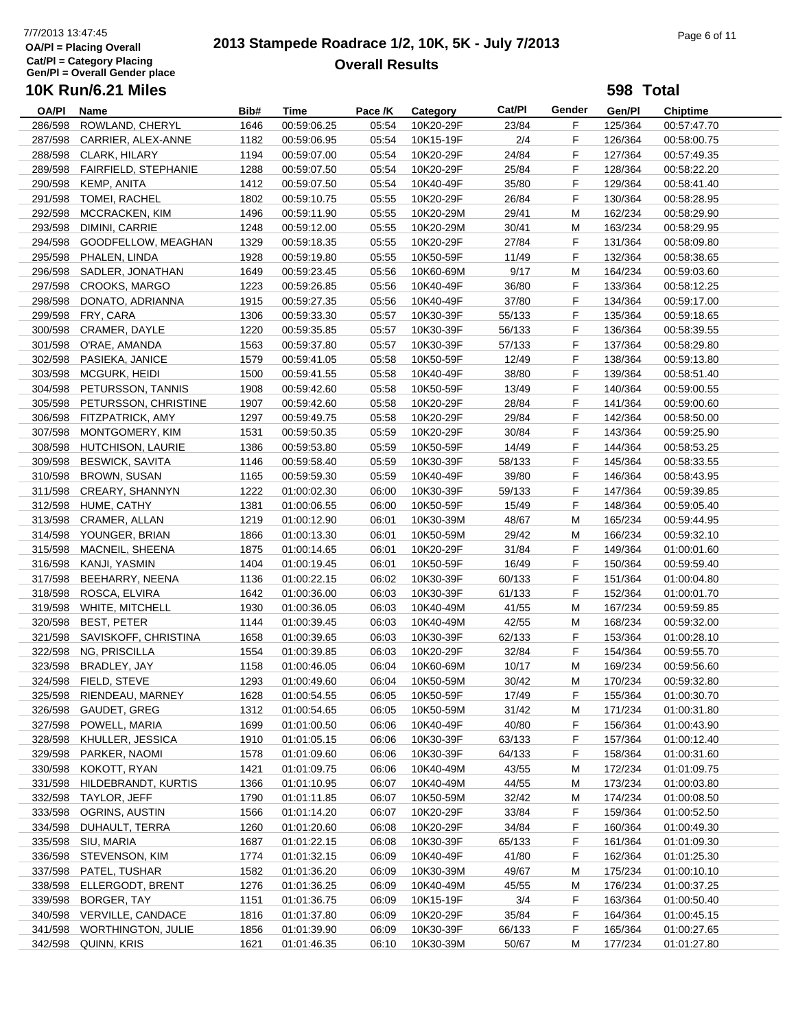# 2013 Stampede Roadrace 1/2, 10K, 5K - July 7/2013

## Overall Results

7/7/2013 13:47:45
OA/Pl = Placing Overall
Cat/Pl = Category Placing
Gen/Pl = Overall Gender place

## 10K Run/6.21 Miles

**598 Total**

| OA/Pl | Name | Bib# | Time | Pace /K | Category | Cat/Pl | Gender | Gen/Pl | Chiptime |
|---|---|---|---|---|---|---|---|---|---|
| 286/598 | ROWLAND, CHERYL | 1646 | 00:59:06.25 | 05:54 | 10K20-29F | 23/84 | F | 125/364 | 00:57:47.70 |
| 287/598 | CARRIER, ALEX-ANNE | 1182 | 00:59:06.95 | 05:54 | 10K15-19F | 2/4 | F | 126/364 | 00:58:00.75 |
| 288/598 | CLARK, HILARY | 1194 | 00:59:07.00 | 05:54 | 10K20-29F | 24/84 | F | 127/364 | 00:57:49.35 |
| 289/598 | FAIRFIELD, STEPHANIE | 1288 | 00:59:07.50 | 05:54 | 10K20-29F | 25/84 | F | 128/364 | 00:58:22.20 |
| 290/598 | KEMP, ANITA | 1412 | 00:59:07.50 | 05:54 | 10K40-49F | 35/80 | F | 129/364 | 00:58:41.40 |
| 291/598 | TOMEI, RACHEL | 1802 | 00:59:10.75 | 05:55 | 10K20-29F | 26/84 | F | 130/364 | 00:58:28.95 |
| 292/598 | MCCRACKEN, KIM | 1496 | 00:59:11.90 | 05:55 | 10K20-29M | 29/41 | M | 162/234 | 00:58:29.90 |
| 293/598 | DIMINI, CARRIE | 1248 | 00:59:12.00 | 05:55 | 10K20-29M | 30/41 | M | 163/234 | 00:58:29.95 |
| 294/598 | GOODFELLOW, MEAGHAN | 1329 | 00:59:18.35 | 05:55 | 10K20-29F | 27/84 | F | 131/364 | 00:58:09.80 |
| 295/598 | PHALEN, LINDA | 1928 | 00:59:19.80 | 05:55 | 10K50-59F | 11/49 | F | 132/364 | 00:58:38.65 |
| 296/598 | SADLER, JONATHAN | 1649 | 00:59:23.45 | 05:56 | 10K60-69M | 9/17 | M | 164/234 | 00:59:03.60 |
| 297/598 | CROOKS, MARGO | 1223 | 00:59:26.85 | 05:56 | 10K40-49F | 36/80 | F | 133/364 | 00:58:12.25 |
| 298/598 | DONATO, ADRIANNA | 1915 | 00:59:27.35 | 05:56 | 10K40-49F | 37/80 | F | 134/364 | 00:59:17.00 |
| 299/598 | FRY, CARA | 1306 | 00:59:33.30 | 05:57 | 10K30-39F | 55/133 | F | 135/364 | 00:59:18.65 |
| 300/598 | CRAMER, DAYLE | 1220 | 00:59:35.85 | 05:57 | 10K30-39F | 56/133 | F | 136/364 | 00:58:39.55 |
| 301/598 | O'RAE, AMANDA | 1563 | 00:59:37.80 | 05:57 | 10K30-39F | 57/133 | F | 137/364 | 00:58:29.80 |
| 302/598 | PASIEKA, JANICE | 1579 | 00:59:41.05 | 05:58 | 10K50-59F | 12/49 | F | 138/364 | 00:59:13.80 |
| 303/598 | MCGURK, HEIDI | 1500 | 00:59:41.55 | 05:58 | 10K40-49F | 38/80 | F | 139/364 | 00:58:51.40 |
| 304/598 | PETURSSON, TANNIS | 1908 | 00:59:42.60 | 05:58 | 10K50-59F | 13/49 | F | 140/364 | 00:59:00.55 |
| 305/598 | PETURSSON, CHRISTINE | 1907 | 00:59:42.60 | 05:58 | 10K20-29F | 28/84 | F | 141/364 | 00:59:00.60 |
| 306/598 | FITZPATRICK, AMY | 1297 | 00:59:49.75 | 05:58 | 10K20-29F | 29/84 | F | 142/364 | 00:58:50.00 |
| 307/598 | MONTGOMERY, KIM | 1531 | 00:59:50.35 | 05:59 | 10K20-29F | 30/84 | F | 143/364 | 00:59:25.90 |
| 308/598 | HUTCHISON, LAURIE | 1386 | 00:59:53.80 | 05:59 | 10K50-59F | 14/49 | F | 144/364 | 00:58:53.25 |
| 309/598 | BESWICK, SAVITA | 1146 | 00:59:58.40 | 05:59 | 10K30-39F | 58/133 | F | 145/364 | 00:58:33.55 |
| 310/598 | BROWN, SUSAN | 1165 | 00:59:59.30 | 05:59 | 10K40-49F | 39/80 | F | 146/364 | 00:58:43.95 |
| 311/598 | CREARY, SHANNYN | 1222 | 01:00:02.30 | 06:00 | 10K30-39F | 59/133 | F | 147/364 | 00:59:39.85 |
| 312/598 | HUME, CATHY | 1381 | 01:00:06.55 | 06:00 | 10K50-59F | 15/49 | F | 148/364 | 00:59:05.40 |
| 313/598 | CRAMER, ALLAN | 1219 | 01:00:12.90 | 06:01 | 10K30-39M | 48/67 | M | 165/234 | 00:59:44.95 |
| 314/598 | YOUNGER, BRIAN | 1866 | 01:00:13.30 | 06:01 | 10K50-59M | 29/42 | M | 166/234 | 00:59:32.10 |
| 315/598 | MACNEIL, SHEENA | 1875 | 01:00:14.65 | 06:01 | 10K20-29F | 31/84 | F | 149/364 | 01:00:01.60 |
| 316/598 | KANJI, YASMIN | 1404 | 01:00:19.45 | 06:01 | 10K50-59F | 16/49 | F | 150/364 | 00:59:59.40 |
| 317/598 | BEEHARRY, NEENA | 1136 | 01:00:22.15 | 06:02 | 10K30-39F | 60/133 | F | 151/364 | 01:00:04.80 |
| 318/598 | ROSCA, ELVIRA | 1642 | 01:00:36.00 | 06:03 | 10K30-39F | 61/133 | F | 152/364 | 01:00:01.70 |
| 319/598 | WHITE, MITCHELL | 1930 | 01:00:36.05 | 06:03 | 10K40-49M | 41/55 | M | 167/234 | 00:59:59.85 |
| 320/598 | BEST, PETER | 1144 | 01:00:39.45 | 06:03 | 10K40-49M | 42/55 | M | 168/234 | 00:59:32.00 |
| 321/598 | SAVISKOFF, CHRISTINA | 1658 | 01:00:39.65 | 06:03 | 10K30-39F | 62/133 | F | 153/364 | 01:00:28.10 |
| 322/598 | NG, PRISCILLA | 1554 | 01:00:39.85 | 06:03 | 10K20-29F | 32/84 | F | 154/364 | 00:59:55.70 |
| 323/598 | BRADLEY, JAY | 1158 | 01:00:46.05 | 06:04 | 10K60-69M | 10/17 | M | 169/234 | 00:59:56.60 |
| 324/598 | FIELD, STEVE | 1293 | 01:00:49.60 | 06:04 | 10K50-59M | 30/42 | M | 170/234 | 00:59:32.80 |
| 325/598 | RIENDEAU, MARNEY | 1628 | 01:00:54.55 | 06:05 | 10K50-59F | 17/49 | F | 155/364 | 01:00:30.70 |
| 326/598 | GAUDET, GREG | 1312 | 01:00:54.65 | 06:05 | 10K50-59M | 31/42 | M | 171/234 | 01:00:31.80 |
| 327/598 | POWELL, MARIA | 1699 | 01:01:00.50 | 06:06 | 10K40-49F | 40/80 | F | 156/364 | 01:00:43.90 |
| 328/598 | KHULLER, JESSICA | 1910 | 01:01:05.15 | 06:06 | 10K30-39F | 63/133 | F | 157/364 | 01:00:12.40 |
| 329/598 | PARKER, NAOMI | 1578 | 01:01:09.60 | 06:06 | 10K30-39F | 64/133 | F | 158/364 | 01:00:31.60 |
| 330/598 | KOKOTT, RYAN | 1421 | 01:01:09.75 | 06:06 | 10K40-49M | 43/55 | M | 172/234 | 01:01:09.75 |
| 331/598 | HILDEBRANDT, KURTIS | 1366 | 01:01:10.95 | 06:07 | 10K40-49M | 44/55 | M | 173/234 | 01:00:03.80 |
| 332/598 | TAYLOR, JEFF | 1790 | 01:01:11.85 | 06:07 | 10K50-59M | 32/42 | M | 174/234 | 01:00:08.50 |
| 333/598 | OGRINS, AUSTIN | 1566 | 01:01:14.20 | 06:07 | 10K20-29F | 33/84 | F | 159/364 | 01:00:52.50 |
| 334/598 | DUHAULT, TERRA | 1260 | 01:01:20.60 | 06:08 | 10K20-29F | 34/84 | F | 160/364 | 01:00:49.30 |
| 335/598 | SIU, MARIA | 1687 | 01:01:22.15 | 06:08 | 10K30-39F | 65/133 | F | 161/364 | 01:01:09.30 |
| 336/598 | STEVENSON, KIM | 1774 | 01:01:32.15 | 06:09 | 10K40-49F | 41/80 | F | 162/364 | 01:01:25.30 |
| 337/598 | PATEL, TUSHAR | 1582 | 01:01:36.20 | 06:09 | 10K30-39M | 49/67 | M | 175/234 | 01:00:10.10 |
| 338/598 | ELLERGODT, BRENT | 1276 | 01:01:36.25 | 06:09 | 10K40-49M | 45/55 | M | 176/234 | 01:00:37.25 |
| 339/598 | BORGER, TAY | 1151 | 01:01:36.75 | 06:09 | 10K15-19F | 3/4 | F | 163/364 | 01:00:50.40 |
| 340/598 | VERVILLE, CANDACE | 1816 | 01:01:37.80 | 06:09 | 10K20-29F | 35/84 | F | 164/364 | 01:00:45.15 |
| 341/598 | WORTHINGTON, JULIE | 1856 | 01:01:39.90 | 06:09 | 10K30-39F | 66/133 | F | 165/364 | 01:00:27.65 |
| 342/598 | QUINN, KRIS | 1621 | 01:01:46.35 | 06:10 | 10K30-39M | 50/67 | M | 177/234 | 01:01:27.80 |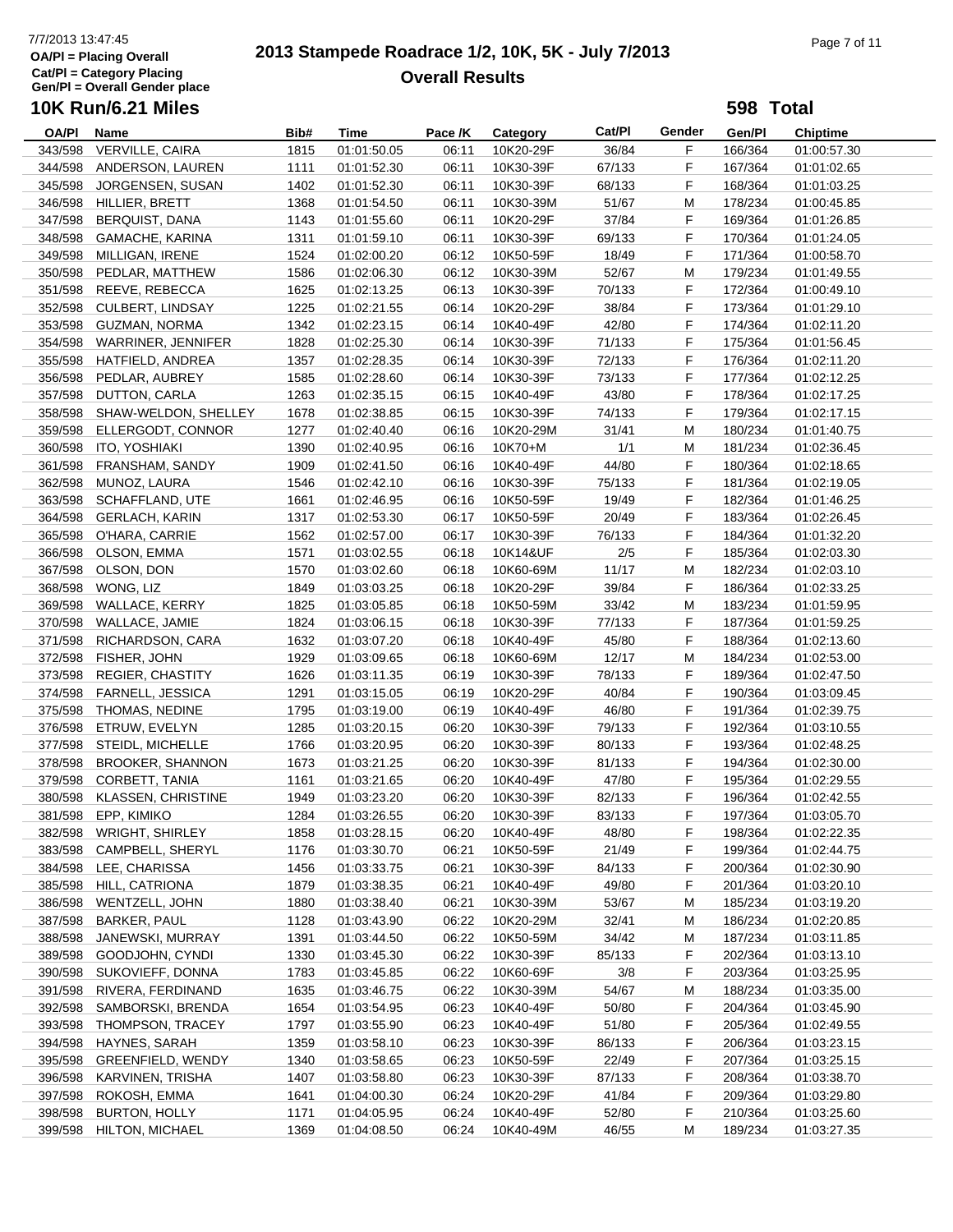# 2013 Stampede Roadrace 1/2, 10K, 5K - July 7/2013

## Overall Results

7/7/2013 13:47:45
OA/Pl = Placing Overall
Cat/Pl = Category Placing
Gen/Pl = Overall Gender place

### 10K Run/6.21 Miles

**598 Total**

| OA/Pl | Name | Bib# | Time | Pace /K | Category | Cat/Pl | Gender | Gen/Pl | Chiptime |
|---|---|---|---|---|---|---|---|---|---|
| 343/598 | VERVILLE, CAIRA | 1815 | 01:01:50.05 | 06:11 | 10K20-29F | 36/84 | F | 166/364 | 01:00:57.30 |
| 344/598 | ANDERSON, LAUREN | 1111 | 01:01:52.30 | 06:11 | 10K30-39F | 67/133 | F | 167/364 | 01:01:02.65 |
| 345/598 | JORGENSEN, SUSAN | 1402 | 01:01:52.30 | 06:11 | 10K30-39F | 68/133 | F | 168/364 | 01:01:03.25 |
| 346/598 | HILLIER, BRETT | 1368 | 01:01:54.50 | 06:11 | 10K30-39M | 51/67 | M | 178/234 | 01:00:45.85 |
| 347/598 | BERQUIST, DANA | 1143 | 01:01:55.60 | 06:11 | 10K20-29F | 37/84 | F | 169/364 | 01:01:26.85 |
| 348/598 | GAMACHE, KARINA | 1311 | 01:01:59.10 | 06:11 | 10K30-39F | 69/133 | F | 170/364 | 01:01:24.05 |
| 349/598 | MILLIGAN, IRENE | 1524 | 01:02:00.20 | 06:12 | 10K50-59F | 18/49 | F | 171/364 | 01:00:58.70 |
| 350/598 | PEDLAR, MATTHEW | 1586 | 01:02:06.30 | 06:12 | 10K30-39M | 52/67 | M | 179/234 | 01:01:49.55 |
| 351/598 | REEVE, REBECCA | 1625 | 01:02:13.25 | 06:13 | 10K30-39F | 70/133 | F | 172/364 | 01:00:49.10 |
| 352/598 | CULBERT, LINDSAY | 1225 | 01:02:21.55 | 06:14 | 10K20-29F | 38/84 | F | 173/364 | 01:01:29.10 |
| 353/598 | GUZMAN, NORMA | 1342 | 01:02:23.15 | 06:14 | 10K40-49F | 42/80 | F | 174/364 | 01:02:11.20 |
| 354/598 | WARRINER, JENNIFER | 1828 | 01:02:25.30 | 06:14 | 10K30-39F | 71/133 | F | 175/364 | 01:01:56.45 |
| 355/598 | HATFIELD, ANDREA | 1357 | 01:02:28.35 | 06:14 | 10K30-39F | 72/133 | F | 176/364 | 01:02:11.20 |
| 356/598 | PEDLAR, AUBREY | 1585 | 01:02:28.60 | 06:14 | 10K30-39F | 73/133 | F | 177/364 | 01:02:12.25 |
| 357/598 | DUTTON, CARLA | 1263 | 01:02:35.15 | 06:15 | 10K40-49F | 43/80 | F | 178/364 | 01:02:17.25 |
| 358/598 | SHAW-WELDON, SHELLEY | 1678 | 01:02:38.85 | 06:15 | 10K30-39F | 74/133 | F | 179/364 | 01:02:17.15 |
| 359/598 | ELLERGODT, CONNOR | 1277 | 01:02:40.40 | 06:16 | 10K20-29M | 31/41 | M | 180/234 | 01:01:40.75 |
| 360/598 | ITO, YOSHIAKI | 1390 | 01:02:40.95 | 06:16 | 10K70+M | 1/1 | M | 181/234 | 01:02:36.45 |
| 361/598 | FRANSHAM, SANDY | 1909 | 01:02:41.50 | 06:16 | 10K40-49F | 44/80 | F | 180/364 | 01:02:18.65 |
| 362/598 | MUNOZ, LAURA | 1546 | 01:02:42.10 | 06:16 | 10K30-39F | 75/133 | F | 181/364 | 01:02:19.05 |
| 363/598 | SCHAFFLAND, UTE | 1661 | 01:02:46.95 | 06:16 | 10K50-59F | 19/49 | F | 182/364 | 01:01:46.25 |
| 364/598 | GERLACH, KARIN | 1317 | 01:02:53.30 | 06:17 | 10K50-59F | 20/49 | F | 183/364 | 01:02:26.45 |
| 365/598 | O'HARA, CARRIE | 1562 | 01:02:57.00 | 06:17 | 10K30-39F | 76/133 | F | 184/364 | 01:01:32.20 |
| 366/598 | OLSON, EMMA | 1571 | 01:03:02.55 | 06:18 | 10K14&UF | 2/5 | F | 185/364 | 01:02:03.30 |
| 367/598 | OLSON, DON | 1570 | 01:03:02.60 | 06:18 | 10K60-69M | 11/17 | M | 182/234 | 01:02:03.10 |
| 368/598 | WONG, LIZ | 1849 | 01:03:03.25 | 06:18 | 10K20-29F | 39/84 | F | 186/364 | 01:02:33.25 |
| 369/598 | WALLACE, KERRY | 1825 | 01:03:05.85 | 06:18 | 10K50-59M | 33/42 | M | 183/234 | 01:01:59.95 |
| 370/598 | WALLACE, JAMIE | 1824 | 01:03:06.15 | 06:18 | 10K30-39F | 77/133 | F | 187/364 | 01:01:59.25 |
| 371/598 | RICHARDSON, CARA | 1632 | 01:03:07.20 | 06:18 | 10K40-49F | 45/80 | F | 188/364 | 01:02:13.60 |
| 372/598 | FISHER, JOHN | 1929 | 01:03:09.65 | 06:18 | 10K60-69M | 12/17 | M | 184/234 | 01:02:53.00 |
| 373/598 | REGIER, CHASTITY | 1626 | 01:03:11.35 | 06:19 | 10K30-39F | 78/133 | F | 189/364 | 01:02:47.50 |
| 374/598 | FARNELL, JESSICA | 1291 | 01:03:15.05 | 06:19 | 10K20-29F | 40/84 | F | 190/364 | 01:03:09.45 |
| 375/598 | THOMAS, NEDINE | 1795 | 01:03:19.00 | 06:19 | 10K40-49F | 46/80 | F | 191/364 | 01:02:39.75 |
| 376/598 | ETRUW, EVELYN | 1285 | 01:03:20.15 | 06:20 | 10K30-39F | 79/133 | F | 192/364 | 01:03:10.55 |
| 377/598 | STEIDL, MICHELLE | 1766 | 01:03:20.95 | 06:20 | 10K30-39F | 80/133 | F | 193/364 | 01:02:48.25 |
| 378/598 | BROOKER, SHANNON | 1673 | 01:03:21.25 | 06:20 | 10K30-39F | 81/133 | F | 194/364 | 01:02:30.00 |
| 379/598 | CORBETT, TANIA | 1161 | 01:03:21.65 | 06:20 | 10K40-49F | 47/80 | F | 195/364 | 01:02:29.55 |
| 380/598 | KLASSEN, CHRISTINE | 1949 | 01:03:23.20 | 06:20 | 10K30-39F | 82/133 | F | 196/364 | 01:02:42.55 |
| 381/598 | EPP, KIMIKO | 1284 | 01:03:26.55 | 06:20 | 10K30-39F | 83/133 | F | 197/364 | 01:03:05.70 |
| 382/598 | WRIGHT, SHIRLEY | 1858 | 01:03:28.15 | 06:20 | 10K40-49F | 48/80 | F | 198/364 | 01:02:22.35 |
| 383/598 | CAMPBELL, SHERYL | 1176 | 01:03:30.70 | 06:21 | 10K50-59F | 21/49 | F | 199/364 | 01:02:44.75 |
| 384/598 | LEE, CHARISSA | 1456 | 01:03:33.75 | 06:21 | 10K30-39F | 84/133 | F | 200/364 | 01:02:30.90 |
| 385/598 | HILL, CATRIONA | 1879 | 01:03:38.35 | 06:21 | 10K40-49F | 49/80 | F | 201/364 | 01:03:20.10 |
| 386/598 | WENTZELL, JOHN | 1880 | 01:03:38.40 | 06:21 | 10K30-39M | 53/67 | M | 185/234 | 01:03:19.20 |
| 387/598 | BARKER, PAUL | 1128 | 01:03:43.90 | 06:22 | 10K20-29M | 32/41 | M | 186/234 | 01:02:20.85 |
| 388/598 | JANEWSKI, MURRAY | 1391 | 01:03:44.50 | 06:22 | 10K50-59M | 34/42 | M | 187/234 | 01:03:11.85 |
| 389/598 | GOODJOHN, CYNDI | 1330 | 01:03:45.30 | 06:22 | 10K30-39F | 85/133 | F | 202/364 | 01:03:13.10 |
| 390/598 | SUKOVIEFF, DONNA | 1783 | 01:03:45.85 | 06:22 | 10K60-69F | 3/8 | F | 203/364 | 01:03:25.95 |
| 391/598 | RIVERA, FERDINAND | 1635 | 01:03:46.75 | 06:22 | 10K30-39M | 54/67 | M | 188/234 | 01:03:35.00 |
| 392/598 | SAMBORSKI, BRENDA | 1654 | 01:03:54.95 | 06:23 | 10K40-49F | 50/80 | F | 204/364 | 01:03:45.90 |
| 393/598 | THOMPSON, TRACEY | 1797 | 01:03:55.90 | 06:23 | 10K40-49F | 51/80 | F | 205/364 | 01:02:49.55 |
| 394/598 | HAYNES, SARAH | 1359 | 01:03:58.10 | 06:23 | 10K30-39F | 86/133 | F | 206/364 | 01:03:23.15 |
| 395/598 | GREENFIELD, WENDY | 1340 | 01:03:58.65 | 06:23 | 10K50-59F | 22/49 | F | 207/364 | 01:03:25.15 |
| 396/598 | KARVINEN, TRISHA | 1407 | 01:03:58.80 | 06:23 | 10K30-39F | 87/133 | F | 208/364 | 01:03:38.70 |
| 397/598 | ROKOSH, EMMA | 1641 | 01:04:00.30 | 06:24 | 10K20-29F | 41/84 | F | 209/364 | 01:03:29.80 |
| 398/598 | BURTON, HOLLY | 1171 | 01:04:05.95 | 06:24 | 10K40-49F | 52/80 | F | 210/364 | 01:03:25.60 |
| 399/598 | HILTON, MICHAEL | 1369 | 01:04:08.50 | 06:24 | 10K40-49M | 46/55 | M | 189/234 | 01:03:27.35 |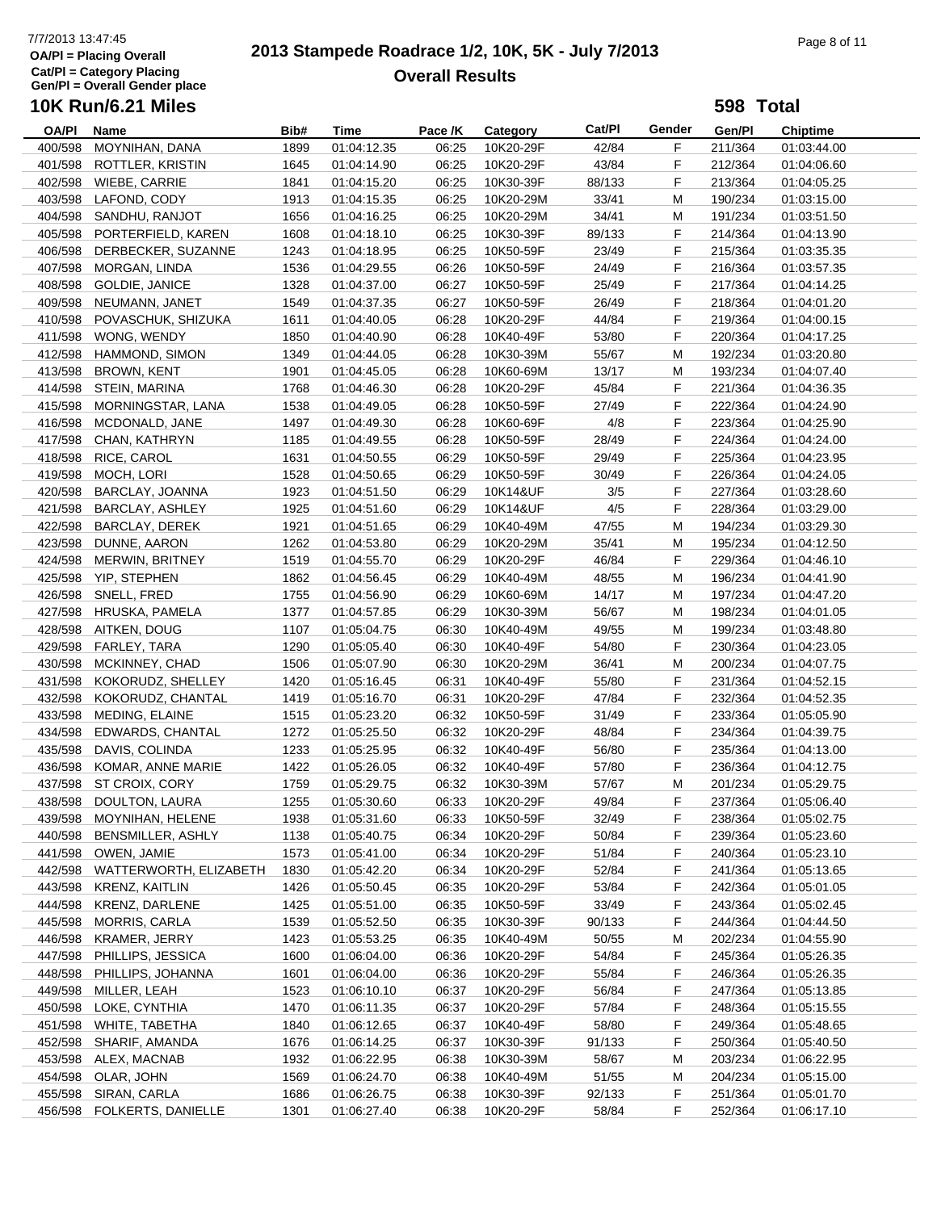# 2013 Stampede Roadrace 1/2, 10K, 5K - July 7/2013

## Overall Results

7/7/2013 13:47:45
OA/Pl = Placing Overall
Cat/Pl = Category Placing
Gen/Pl = Overall Gender place

### 10K Run/6.21 Miles

**598 Total**

| OA/Pl | Name | Bib# | Time | Pace /K | Category | Cat/Pl | Gender | Gen/Pl | Chiptime |
|---|---|---|---|---|---|---|---|---|---|
| 400/598 | MOYNIHAN, DANA | 1899 | 01:04:12.35 | 06:25 | 10K20-29F | 42/84 | F | 211/364 | 01:03:44.00 |
| 401/598 | ROTTLER, KRISTIN | 1645 | 01:04:14.90 | 06:25 | 10K20-29F | 43/84 | F | 212/364 | 01:04:06.60 |
| 402/598 | WIEBE, CARRIE | 1841 | 01:04:15.20 | 06:25 | 10K30-39F | 88/133 | F | 213/364 | 01:04:05.25 |
| 403/598 | LAFOND, CODY | 1913 | 01:04:15.35 | 06:25 | 10K20-29M | 33/41 | M | 190/234 | 01:03:15.00 |
| 404/598 | SANDHU, RANJOT | 1656 | 01:04:16.25 | 06:25 | 10K20-29M | 34/41 | M | 191/234 | 01:03:51.50 |
| 405/598 | PORTERFIELD, KAREN | 1608 | 01:04:18.10 | 06:25 | 10K30-39F | 89/133 | F | 214/364 | 01:04:13.90 |
| 406/598 | DERBECKER, SUZANNE | 1243 | 01:04:18.95 | 06:25 | 10K50-59F | 23/49 | F | 215/364 | 01:03:35.35 |
| 407/598 | MORGAN, LINDA | 1536 | 01:04:29.55 | 06:26 | 10K50-59F | 24/49 | F | 216/364 | 01:03:57.35 |
| 408/598 | GOLDIE, JANICE | 1328 | 01:04:37.00 | 06:27 | 10K50-59F | 25/49 | F | 217/364 | 01:04:14.25 |
| 409/598 | NEUMANN, JANET | 1549 | 01:04:37.35 | 06:27 | 10K50-59F | 26/49 | F | 218/364 | 01:04:01.20 |
| 410/598 | POVASCHUK, SHIZUKA | 1611 | 01:04:40.05 | 06:28 | 10K20-29F | 44/84 | F | 219/364 | 01:04:00.15 |
| 411/598 | WONG, WENDY | 1850 | 01:04:40.90 | 06:28 | 10K40-49F | 53/80 | F | 220/364 | 01:04:17.25 |
| 412/598 | HAMMOND, SIMON | 1349 | 01:04:44.05 | 06:28 | 10K30-39M | 55/67 | M | 192/234 | 01:03:20.80 |
| 413/598 | BROWN, KENT | 1901 | 01:04:45.05 | 06:28 | 10K60-69M | 13/17 | M | 193/234 | 01:04:07.40 |
| 414/598 | STEIN, MARINA | 1768 | 01:04:46.30 | 06:28 | 10K20-29F | 45/84 | F | 221/364 | 01:04:36.35 |
| 415/598 | MORNINGSTAR, LANA | 1538 | 01:04:49.05 | 06:28 | 10K50-59F | 27/49 | F | 222/364 | 01:04:24.90 |
| 416/598 | MCDONALD, JANE | 1497 | 01:04:49.30 | 06:28 | 10K60-69F | 4/8 | F | 223/364 | 01:04:25.90 |
| 417/598 | CHAN, KATHRYN | 1185 | 01:04:49.55 | 06:28 | 10K50-59F | 28/49 | F | 224/364 | 01:04:24.00 |
| 418/598 | RICE, CAROL | 1631 | 01:04:50.55 | 06:29 | 10K50-59F | 29/49 | F | 225/364 | 01:04:23.95 |
| 419/598 | MOCH, LORI | 1528 | 01:04:50.65 | 06:29 | 10K50-59F | 30/49 | F | 226/364 | 01:04:24.05 |
| 420/598 | BARCLAY, JOANNA | 1923 | 01:04:51.50 | 06:29 | 10K14&UF | 3/5 | F | 227/364 | 01:03:28.60 |
| 421/598 | BARCLAY, ASHLEY | 1925 | 01:04:51.60 | 06:29 | 10K14&UF | 4/5 | F | 228/364 | 01:03:29.00 |
| 422/598 | BARCLAY, DEREK | 1921 | 01:04:51.65 | 06:29 | 10K40-49M | 47/55 | M | 194/234 | 01:03:29.30 |
| 423/598 | DUNNE, AARON | 1262 | 01:04:53.80 | 06:29 | 10K20-29M | 35/41 | M | 195/234 | 01:04:12.50 |
| 424/598 | MERWIN, BRITNEY | 1519 | 01:04:55.70 | 06:29 | 10K20-29F | 46/84 | F | 229/364 | 01:04:46.10 |
| 425/598 | YIP, STEPHEN | 1862 | 01:04:56.45 | 06:29 | 10K40-49M | 48/55 | M | 196/234 | 01:04:41.90 |
| 426/598 | SNELL, FRED | 1755 | 01:04:56.90 | 06:29 | 10K60-69M | 14/17 | M | 197/234 | 01:04:47.20 |
| 427/598 | HRUSKA, PAMELA | 1377 | 01:04:57.85 | 06:29 | 10K30-39M | 56/67 | M | 198/234 | 01:04:01.05 |
| 428/598 | AITKEN, DOUG | 1107 | 01:05:04.75 | 06:30 | 10K40-49M | 49/55 | M | 199/234 | 01:03:48.80 |
| 429/598 | FARLEY, TARA | 1290 | 01:05:05.40 | 06:30 | 10K40-49F | 54/80 | F | 230/364 | 01:04:23.05 |
| 430/598 | MCKINNEY, CHAD | 1506 | 01:05:07.90 | 06:30 | 10K20-29M | 36/41 | M | 200/234 | 01:04:07.75 |
| 431/598 | KOKORUDZ, SHELLEY | 1420 | 01:05:16.45 | 06:31 | 10K40-49F | 55/80 | F | 231/364 | 01:04:52.15 |
| 432/598 | KOKORUDZ, CHANTAL | 1419 | 01:05:16.70 | 06:31 | 10K20-29F | 47/84 | F | 232/364 | 01:04:52.35 |
| 433/598 | MEDING, ELAINE | 1515 | 01:05:23.20 | 06:32 | 10K50-59F | 31/49 | F | 233/364 | 01:05:05.90 |
| 434/598 | EDWARDS, CHANTAL | 1272 | 01:05:25.50 | 06:32 | 10K20-29F | 48/84 | F | 234/364 | 01:04:39.75 |
| 435/598 | DAVIS, COLINDA | 1233 | 01:05:25.95 | 06:32 | 10K40-49F | 56/80 | F | 235/364 | 01:04:13.00 |
| 436/598 | KOMAR, ANNE MARIE | 1422 | 01:05:26.05 | 06:32 | 10K40-49F | 57/80 | F | 236/364 | 01:04:12.75 |
| 437/598 | ST CROIX, CORY | 1759 | 01:05:29.75 | 06:32 | 10K30-39M | 57/67 | M | 201/234 | 01:05:29.75 |
| 438/598 | DOULTON, LAURA | 1255 | 01:05:30.60 | 06:33 | 10K20-29F | 49/84 | F | 237/364 | 01:05:06.40 |
| 439/598 | MOYNIHAN, HELENE | 1938 | 01:05:31.60 | 06:33 | 10K50-59F | 32/49 | F | 238/364 | 01:05:02.75 |
| 440/598 | BENSMILLER, ASHLY | 1138 | 01:05:40.75 | 06:34 | 10K20-29F | 50/84 | F | 239/364 | 01:05:23.60 |
| 441/598 | OWEN, JAMIE | 1573 | 01:05:41.00 | 06:34 | 10K20-29F | 51/84 | F | 240/364 | 01:05:23.10 |
| 442/598 | WATTERWORTH, ELIZABETH | 1830 | 01:05:42.20 | 06:34 | 10K20-29F | 52/84 | F | 241/364 | 01:05:13.65 |
| 443/598 | KRENZ, KAITLIN | 1426 | 01:05:50.45 | 06:35 | 10K20-29F | 53/84 | F | 242/364 | 01:05:01.05 |
| 444/598 | KRENZ, DARLENE | 1425 | 01:05:51.00 | 06:35 | 10K50-59F | 33/49 | F | 243/364 | 01:05:02.45 |
| 445/598 | MORRIS, CARLA | 1539 | 01:05:52.50 | 06:35 | 10K30-39F | 90/133 | F | 244/364 | 01:04:44.50 |
| 446/598 | KRAMER, JERRY | 1423 | 01:05:53.25 | 06:35 | 10K40-49M | 50/55 | M | 202/234 | 01:04:55.90 |
| 447/598 | PHILLIPS, JESSICA | 1600 | 01:06:04.00 | 06:36 | 10K20-29F | 54/84 | F | 245/364 | 01:05:26.35 |
| 448/598 | PHILLIPS, JOHANNA | 1601 | 01:06:04.00 | 06:36 | 10K20-29F | 55/84 | F | 246/364 | 01:05:26.35 |
| 449/598 | MILLER, LEAH | 1523 | 01:06:10.10 | 06:37 | 10K20-29F | 56/84 | F | 247/364 | 01:05:13.85 |
| 450/598 | LOKE, CYNTHIA | 1470 | 01:06:11.35 | 06:37 | 10K20-29F | 57/84 | F | 248/364 | 01:05:15.55 |
| 451/598 | WHITE, TABETHA | 1840 | 01:06:12.65 | 06:37 | 10K40-49F | 58/80 | F | 249/364 | 01:05:48.65 |
| 452/598 | SHARIF, AMANDA | 1676 | 01:06:14.25 | 06:37 | 10K30-39F | 91/133 | F | 250/364 | 01:05:40.50 |
| 453/598 | ALEX, MACNAB | 1932 | 01:06:22.95 | 06:38 | 10K30-39M | 58/67 | M | 203/234 | 01:06:22.95 |
| 454/598 | OLAR, JOHN | 1569 | 01:06:24.70 | 06:38 | 10K40-49M | 51/55 | M | 204/234 | 01:05:15.00 |
| 455/598 | SIRAN, CARLA | 1686 | 01:06:26.75 | 06:38 | 10K30-39F | 92/133 | F | 251/364 | 01:05:01.70 |
| 456/598 | FOLKERTS, DANIELLE | 1301 | 01:06:27.40 | 06:38 | 10K20-29F | 58/84 | F | 252/364 | 01:06:17.10 |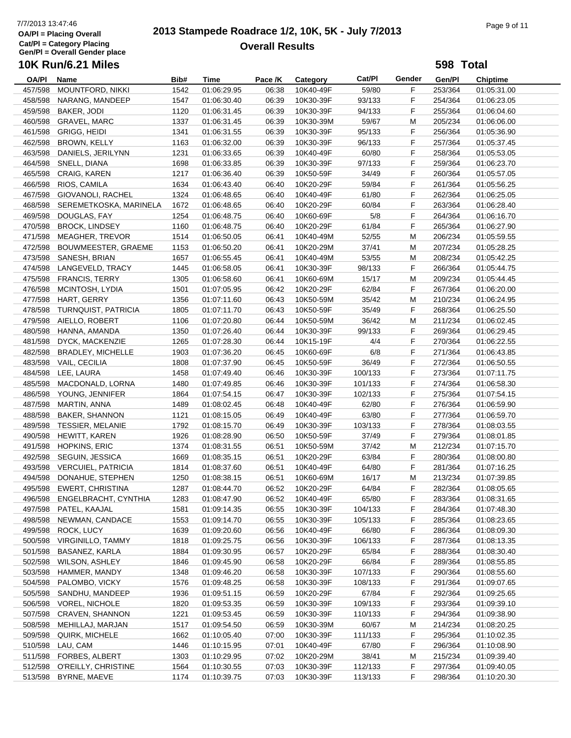OA/Pl = Placing Overall
Cat/Pl = Category Placing
Gen/Pl = Overall Gender place

# 2013 Stampede Roadrace 1/2, 10K, 5K - July 7/2013

## Overall Results

### 10K Run/6.21 Miles

**598 Total**

| OA/Pl | Name | Bib# | Time | Pace /K | Category | Cat/Pl | Gender | Gen/Pl | Chiptime |
|---|---|---|---|---|---|---|---|---|---|
| 457/598 | MOUNTFORD, NIKKI | 1542 | 01:06:29.95 | 06:38 | 10K40-49F | 59/80 | F | 253/364 | 01:05:31.00 |
| 458/598 | NARANG, MANDEEP | 1547 | 01:06:30.40 | 06:39 | 10K30-39F | 93/133 | F | 254/364 | 01:06:23.05 |
| 459/598 | BAKER, JODI | 1120 | 01:06:31.45 | 06:39 | 10K30-39F | 94/133 | F | 255/364 | 01:06:04.60 |
| 460/598 | GRAVEL, MARC | 1337 | 01:06:31.45 | 06:39 | 10K30-39M | 59/67 | M | 205/234 | 01:06:06.00 |
| 461/598 | GRIGG, HEIDI | 1341 | 01:06:31.55 | 06:39 | 10K30-39F | 95/133 | F | 256/364 | 01:05:36.90 |
| 462/598 | BROWN, KELLY | 1163 | 01:06:32.00 | 06:39 | 10K30-39F | 96/133 | F | 257/364 | 01:05:37.45 |
| 463/598 | DANIELS, JERILYNN | 1231 | 01:06:33.65 | 06:39 | 10K40-49F | 60/80 | F | 258/364 | 01:05:53.05 |
| 464/598 | SNELL, DIANA | 1698 | 01:06:33.85 | 06:39 | 10K30-39F | 97/133 | F | 259/364 | 01:06:23.70 |
| 465/598 | CRAIG, KAREN | 1217 | 01:06:36.40 | 06:39 | 10K50-59F | 34/49 | F | 260/364 | 01:05:57.05 |
| 466/598 | RIOS, CAMILA | 1634 | 01:06:43.40 | 06:40 | 10K20-29F | 59/84 | F | 261/364 | 01:05:56.25 |
| 467/598 | GIOVANOLI, RACHEL | 1324 | 01:06:48.65 | 06:40 | 10K40-49F | 61/80 | F | 262/364 | 01:06:25.05 |
| 468/598 | SEREMETKOSKA, MARINELA | 1672 | 01:06:48.65 | 06:40 | 10K20-29F | 60/84 | F | 263/364 | 01:06:28.40 |
| 469/598 | DOUGLAS, FAY | 1254 | 01:06:48.75 | 06:40 | 10K60-69F | 5/8 | F | 264/364 | 01:06:16.70 |
| 470/598 | BROCK, LINDSEY | 1160 | 01:06:48.75 | 06:40 | 10K20-29F | 61/84 | F | 265/364 | 01:06:27.90 |
| 471/598 | MEAGHER, TREVOR | 1514 | 01:06:50.05 | 06:41 | 10K40-49M | 52/55 | M | 206/234 | 01:05:59.55 |
| 472/598 | BOUWMEESTER, GRAEME | 1153 | 01:06:50.20 | 06:41 | 10K20-29M | 37/41 | M | 207/234 | 01:05:28.25 |
| 473/598 | SANESH, BRIAN | 1657 | 01:06:55.45 | 06:41 | 10K40-49M | 53/55 | M | 208/234 | 01:05:42.25 |
| 474/598 | LANGEVELD, TRACY | 1445 | 01:06:58.05 | 06:41 | 10K30-39F | 98/133 | F | 266/364 | 01:05:44.75 |
| 475/598 | FRANCIS, TERRY | 1305 | 01:06:58.60 | 06:41 | 10K60-69M | 15/17 | M | 209/234 | 01:05:44.45 |
| 476/598 | MCINTOSH, LYDIA | 1501 | 01:07:05.95 | 06:42 | 10K20-29F | 62/84 | F | 267/364 | 01:06:20.00 |
| 477/598 | HART, GERRY | 1356 | 01:07:11.60 | 06:43 | 10K50-59M | 35/42 | M | 210/234 | 01:06:24.95 |
| 478/598 | TURNQUIST, PATRICIA | 1805 | 01:07:11.70 | 06:43 | 10K50-59F | 35/49 | F | 268/364 | 01:06:25.50 |
| 479/598 | AIELLO, ROBERT | 1106 | 01:07:20.80 | 06:44 | 10K50-59M | 36/42 | M | 211/234 | 01:06:02.45 |
| 480/598 | HANNA, AMANDA | 1350 | 01:07:26.40 | 06:44 | 10K30-39F | 99/133 | F | 269/364 | 01:06:29.45 |
| 481/598 | DYCK, MACKENZIE | 1265 | 01:07:28.30 | 06:44 | 10K15-19F | 4/4 | F | 270/364 | 01:06:22.55 |
| 482/598 | BRADLEY, MICHELLE | 1903 | 01:07:36.20 | 06:45 | 10K60-69F | 6/8 | F | 271/364 | 01:06:43.85 |
| 483/598 | VAIL, CECILIA | 1808 | 01:07:37.90 | 06:45 | 10K50-59F | 36/49 | F | 272/364 | 01:06:50.55 |
| 484/598 | LEE, LAURA | 1458 | 01:07:49.40 | 06:46 | 10K30-39F | 100/133 | F | 273/364 | 01:07:11.75 |
| 485/598 | MACDONALD, LORNA | 1480 | 01:07:49.85 | 06:46 | 10K30-39F | 101/133 | F | 274/364 | 01:06:58.30 |
| 486/598 | YOUNG, JENNIFER | 1864 | 01:07:54.15 | 06:47 | 10K30-39F | 102/133 | F | 275/364 | 01:07:54.15 |
| 487/598 | MARTIN, ANNA | 1489 | 01:08:02.45 | 06:48 | 10K40-49F | 62/80 | F | 276/364 | 01:06:59.90 |
| 488/598 | BAKER, SHANNON | 1121 | 01:08:15.05 | 06:49 | 10K40-49F | 63/80 | F | 277/364 | 01:06:59.70 |
| 489/598 | TESSIER, MELANIE | 1792 | 01:08:15.70 | 06:49 | 10K30-39F | 103/133 | F | 278/364 | 01:08:03.55 |
| 490/598 | HEWITT, KAREN | 1926 | 01:08:28.90 | 06:50 | 10K50-59F | 37/49 | F | 279/364 | 01:08:01.85 |
| 491/598 | HOPKINS, ERIC | 1374 | 01:08:31.55 | 06:51 | 10K50-59M | 37/42 | M | 212/234 | 01:07:15.70 |
| 492/598 | SEGUIN, JESSICA | 1669 | 01:08:35.15 | 06:51 | 10K20-29F | 63/84 | F | 280/364 | 01:08:00.80 |
| 493/598 | VERCUIEL, PATRICIA | 1814 | 01:08:37.60 | 06:51 | 10K40-49F | 64/80 | F | 281/364 | 01:07:16.25 |
| 494/598 | DONAHUE, STEPHEN | 1250 | 01:08:38.15 | 06:51 | 10K60-69M | 16/17 | M | 213/234 | 01:07:39.85 |
| 495/598 | EWERT, CHRISTINA | 1287 | 01:08:44.70 | 06:52 | 10K20-29F | 64/84 | F | 282/364 | 01:08:05.65 |
| 496/598 | ENGELBRACHT, CYNTHIA | 1283 | 01:08:47.90 | 06:52 | 10K40-49F | 65/80 | F | 283/364 | 01:08:31.65 |
| 497/598 | PATEL, KAAJAL | 1581 | 01:09:14.35 | 06:55 | 10K30-39F | 104/133 | F | 284/364 | 01:07:48.30 |
| 498/598 | NEWMAN, CANDACE | 1553 | 01:09:14.70 | 06:55 | 10K30-39F | 105/133 | F | 285/364 | 01:08:23.65 |
| 499/598 | ROCK, LUCY | 1639 | 01:09:20.60 | 06:56 | 10K40-49F | 66/80 | F | 286/364 | 01:08:09.30 |
| 500/598 | VIRGINILLO, TAMMY | 1818 | 01:09:25.75 | 06:56 | 10K30-39F | 106/133 | F | 287/364 | 01:08:13.35 |
| 501/598 | BASANEZ, KARLA | 1884 | 01:09:30.95 | 06:57 | 10K20-29F | 65/84 | F | 288/364 | 01:08:30.40 |
| 502/598 | WILSON, ASHLEY | 1846 | 01:09:45.90 | 06:58 | 10K20-29F | 66/84 | F | 289/364 | 01:08:55.85 |
| 503/598 | HAMMER, MANDY | 1348 | 01:09:46.20 | 06:58 | 10K30-39F | 107/133 | F | 290/364 | 01:08:55.60 |
| 504/598 | PALOMBO, VICKY | 1576 | 01:09:48.25 | 06:58 | 10K30-39F | 108/133 | F | 291/364 | 01:09:07.65 |
| 505/598 | SANDHU, MANDEEP | 1936 | 01:09:51.15 | 06:59 | 10K20-29F | 67/84 | F | 292/364 | 01:09:25.65 |
| 506/598 | VOREL, NICHOLE | 1820 | 01:09:53.35 | 06:59 | 10K30-39F | 109/133 | F | 293/364 | 01:09:39.10 |
| 507/598 | CRAVEN, SHANNON | 1221 | 01:09:53.45 | 06:59 | 10K30-39F | 110/133 | F | 294/364 | 01:09:38.90 |
| 508/598 | MEHILLAJ, MARJAN | 1517 | 01:09:54.50 | 06:59 | 10K30-39M | 60/67 | M | 214/234 | 01:08:20.25 |
| 509/598 | QUIRK, MICHELE | 1662 | 01:10:05.40 | 07:00 | 10K30-39F | 111/133 | F | 295/364 | 01:10:02.35 |
| 510/598 | LAU, CAM | 1446 | 01:10:15.95 | 07:01 | 10K40-49F | 67/80 | F | 296/364 | 01:10:08.90 |
| 511/598 | FORBES, ALBERT | 1303 | 01:10:29.95 | 07:02 | 10K20-29M | 38/41 | M | 215/234 | 01:09:39.40 |
| 512/598 | O'REILLY, CHRISTINE | 1564 | 01:10:30.55 | 07:03 | 10K30-39F | 112/133 | F | 297/364 | 01:09:40.05 |
| 513/598 | BYRNE, MAEVE | 1174 | 01:10:39.75 | 07:03 | 10K30-39F | 113/133 | F | 298/364 | 01:10:20.30 |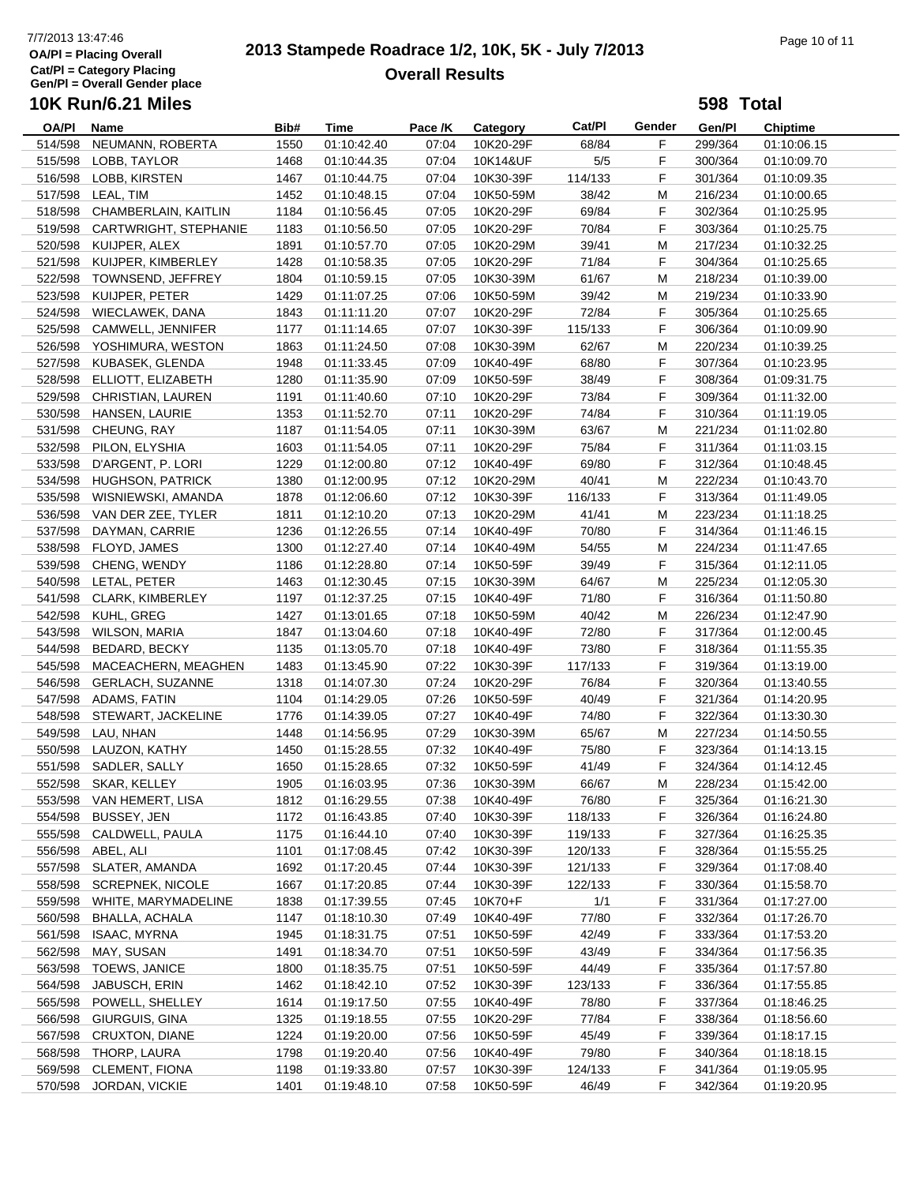# 2013 Stampede Roadrace 1/2, 10K, 5K - July 7/2013

## Overall Results

OA/Pl = Placing Overall
Cat/Pl = Category Placing
Gen/Pl = Overall Gender place

7/7/2013 13:47:46

### 10K Run/6.21 Miles

**598 Total**

| OA/Pl | Name | Bib# | Time | Pace /K | Category | Cat/Pl | Gender | Gen/Pl | Chiptime |
|---|---|---|---|---|---|---|---|---|---|
| 514/598 | NEUMANN, ROBERTA | 1550 | 01:10:42.40 | 07:04 | 10K20-29F | 68/84 | F | 299/364 | 01:10:06.15 |
| 515/598 | LOBB, TAYLOR | 1468 | 01:10:44.35 | 07:04 | 10K14&UF | 5/5 | F | 300/364 | 01:10:09.70 |
| 516/598 | LOBB, KIRSTEN | 1467 | 01:10:44.75 | 07:04 | 10K30-39F | 114/133 | F | 301/364 | 01:10:09.35 |
| 517/598 | LEAL, TIM | 1452 | 01:10:48.15 | 07:04 | 10K50-59M | 38/42 | M | 216/234 | 01:10:00.65 |
| 518/598 | CHAMBERLAIN, KAITLIN | 1184 | 01:10:56.45 | 07:05 | 10K20-29F | 69/84 | F | 302/364 | 01:10:25.95 |
| 519/598 | CARTWRIGHT, STEPHANIE | 1183 | 01:10:56.50 | 07:05 | 10K20-29F | 70/84 | F | 303/364 | 01:10:25.75 |
| 520/598 | KUIJPER, ALEX | 1891 | 01:10:57.70 | 07:05 | 10K20-29M | 39/41 | M | 217/234 | 01:10:32.25 |
| 521/598 | KUIJPER, KIMBERLEY | 1428 | 01:10:58.35 | 07:05 | 10K20-29F | 71/84 | F | 304/364 | 01:10:25.65 |
| 522/598 | TOWNSEND, JEFFREY | 1804 | 01:10:59.15 | 07:05 | 10K30-39M | 61/67 | M | 218/234 | 01:10:39.00 |
| 523/598 | KUIJPER, PETER | 1429 | 01:11:07.25 | 07:06 | 10K50-59M | 39/42 | M | 219/234 | 01:10:33.90 |
| 524/598 | WIECLAWEK, DANA | 1843 | 01:11:11.20 | 07:07 | 10K20-29F | 72/84 | F | 305/364 | 01:10:25.65 |
| 525/598 | CAMWELL, JENNIFER | 1177 | 01:11:14.65 | 07:07 | 10K30-39F | 115/133 | F | 306/364 | 01:10:09.90 |
| 526/598 | YOSHIMURA, WESTON | 1863 | 01:11:24.50 | 07:08 | 10K30-39M | 62/67 | M | 220/234 | 01:10:39.25 |
| 527/598 | KUBASEK, GLENDA | 1948 | 01:11:33.45 | 07:09 | 10K40-49F | 68/80 | F | 307/364 | 01:10:23.95 |
| 528/598 | ELLIOTT, ELIZABETH | 1280 | 01:11:35.90 | 07:09 | 10K50-59F | 38/49 | F | 308/364 | 01:09:31.75 |
| 529/598 | CHRISTIAN, LAUREN | 1191 | 01:11:40.60 | 07:10 | 10K20-29F | 73/84 | F | 309/364 | 01:11:32.00 |
| 530/598 | HANSEN, LAURIE | 1353 | 01:11:52.70 | 07:11 | 10K20-29F | 74/84 | F | 310/364 | 01:11:19.05 |
| 531/598 | CHEUNG, RAY | 1187 | 01:11:54.05 | 07:11 | 10K30-39M | 63/67 | M | 221/234 | 01:11:02.80 |
| 532/598 | PILON, ELYSHIA | 1603 | 01:11:54.05 | 07:11 | 10K20-29F | 75/84 | F | 311/364 | 01:11:03.15 |
| 533/598 | D'ARGENT, P. LORI | 1229 | 01:12:00.80 | 07:12 | 10K40-49F | 69/80 | F | 312/364 | 01:10:48.45 |
| 534/598 | HUGHSON, PATRICK | 1380 | 01:12:00.95 | 07:12 | 10K20-29M | 40/41 | M | 222/234 | 01:10:43.70 |
| 535/598 | WISNIEWSKI, AMANDA | 1878 | 01:12:06.60 | 07:12 | 10K30-39F | 116/133 | F | 313/364 | 01:11:49.05 |
| 536/598 | VAN DER ZEE, TYLER | 1811 | 01:12:10.20 | 07:13 | 10K20-29M | 41/41 | M | 223/234 | 01:11:18.25 |
| 537/598 | DAYMAN, CARRIE | 1236 | 01:12:26.55 | 07:14 | 10K40-49F | 70/80 | F | 314/364 | 01:11:46.15 |
| 538/598 | FLOYD, JAMES | 1300 | 01:12:27.40 | 07:14 | 10K40-49M | 54/55 | M | 224/234 | 01:11:47.65 |
| 539/598 | CHENG, WENDY | 1186 | 01:12:28.80 | 07:14 | 10K50-59F | 39/49 | F | 315/364 | 01:12:11.05 |
| 540/598 | LETAL, PETER | 1463 | 01:12:30.45 | 07:15 | 10K30-39M | 64/67 | M | 225/234 | 01:12:05.30 |
| 541/598 | CLARK, KIMBERLEY | 1197 | 01:12:37.25 | 07:15 | 10K40-49F | 71/80 | F | 316/364 | 01:11:50.80 |
| 542/598 | KUHL, GREG | 1427 | 01:13:01.65 | 07:18 | 10K50-59M | 40/42 | M | 226/234 | 01:12:47.90 |
| 543/598 | WILSON, MARIA | 1847 | 01:13:04.60 | 07:18 | 10K40-49F | 72/80 | F | 317/364 | 01:12:00.45 |
| 544/598 | BEDARD, BECKY | 1135 | 01:13:05.70 | 07:18 | 10K40-49F | 73/80 | F | 318/364 | 01:11:55.35 |
| 545/598 | MACEACHERN, MEAGHEN | 1483 | 01:13:45.90 | 07:22 | 10K30-39F | 117/133 | F | 319/364 | 01:13:19.00 |
| 546/598 | GERLACH, SUZANNE | 1318 | 01:14:07.30 | 07:24 | 10K20-29F | 76/84 | F | 320/364 | 01:13:40.55 |
| 547/598 | ADAMS, FATIN | 1104 | 01:14:29.05 | 07:26 | 10K50-59F | 40/49 | F | 321/364 | 01:14:20.95 |
| 548/598 | STEWART, JACKELINE | 1776 | 01:14:39.05 | 07:27 | 10K40-49F | 74/80 | F | 322/364 | 01:13:30.30 |
| 549/598 | LAU, NHAN | 1448 | 01:14:56.95 | 07:29 | 10K30-39M | 65/67 | M | 227/234 | 01:14:50.55 |
| 550/598 | LAUZON, KATHY | 1450 | 01:15:28.55 | 07:32 | 10K40-49F | 75/80 | F | 323/364 | 01:14:13.15 |
| 551/598 | SADLER, SALLY | 1650 | 01:15:28.65 | 07:32 | 10K50-59F | 41/49 | F | 324/364 | 01:14:12.45 |
| 552/598 | SKAR, KELLEY | 1905 | 01:16:03.95 | 07:36 | 10K30-39M | 66/67 | M | 228/234 | 01:15:42.00 |
| 553/598 | VAN HEMERT, LISA | 1812 | 01:16:29.55 | 07:38 | 10K40-49F | 76/80 | F | 325/364 | 01:16:21.30 |
| 554/598 | BUSSEY, JEN | 1172 | 01:16:43.85 | 07:40 | 10K30-39F | 118/133 | F | 326/364 | 01:16:24.80 |
| 555/598 | CALDWELL, PAULA | 1175 | 01:16:44.10 | 07:40 | 10K30-39F | 119/133 | F | 327/364 | 01:16:25.35 |
| 556/598 | ABEL, ALI | 1101 | 01:17:08.45 | 07:42 | 10K30-39F | 120/133 | F | 328/364 | 01:15:55.25 |
| 557/598 | SLATER, AMANDA | 1692 | 01:17:20.45 | 07:44 | 10K30-39F | 121/133 | F | 329/364 | 01:17:08.40 |
| 558/598 | SCREPNEK, NICOLE | 1667 | 01:17:20.85 | 07:44 | 10K30-39F | 122/133 | F | 330/364 | 01:15:58.70 |
| 559/598 | WHITE, MARYMADELINE | 1838 | 01:17:39.55 | 07:45 | 10K70+F | 1/1 | F | 331/364 | 01:17:27.00 |
| 560/598 | BHALLA, ACHALA | 1147 | 01:18:10.30 | 07:49 | 10K40-49F | 77/80 | F | 332/364 | 01:17:26.70 |
| 561/598 | ISAAC, MYRNA | 1945 | 01:18:31.75 | 07:51 | 10K50-59F | 42/49 | F | 333/364 | 01:17:53.20 |
| 562/598 | MAY, SUSAN | 1491 | 01:18:34.70 | 07:51 | 10K50-59F | 43/49 | F | 334/364 | 01:17:56.35 |
| 563/598 | TOEWS, JANICE | 1800 | 01:18:35.75 | 07:51 | 10K50-59F | 44/49 | F | 335/364 | 01:17:57.80 |
| 564/598 | JABUSCH, ERIN | 1462 | 01:18:42.10 | 07:52 | 10K30-39F | 123/133 | F | 336/364 | 01:17:55.85 |
| 565/598 | POWELL, SHELLEY | 1614 | 01:19:17.50 | 07:55 | 10K40-49F | 78/80 | F | 337/364 | 01:18:46.25 |
| 566/598 | GIURGUIS, GINA | 1325 | 01:19:18.55 | 07:55 | 10K20-29F | 77/84 | F | 338/364 | 01:18:56.60 |
| 567/598 | CRUXTON, DIANE | 1224 | 01:19:20.00 | 07:56 | 10K50-59F | 45/49 | F | 339/364 | 01:18:17.15 |
| 568/598 | THORP, LAURA | 1798 | 01:19:20.40 | 07:56 | 10K40-49F | 79/80 | F | 340/364 | 01:18:18.15 |
| 569/598 | CLEMENT, FIONA | 1198 | 01:19:33.80 | 07:57 | 10K30-39F | 124/133 | F | 341/364 | 01:19:05.95 |
| 570/598 | JORDAN, VICKIE | 1401 | 01:19:48.10 | 07:58 | 10K50-59F | 46/49 | F | 342/364 | 01:19:20.95 |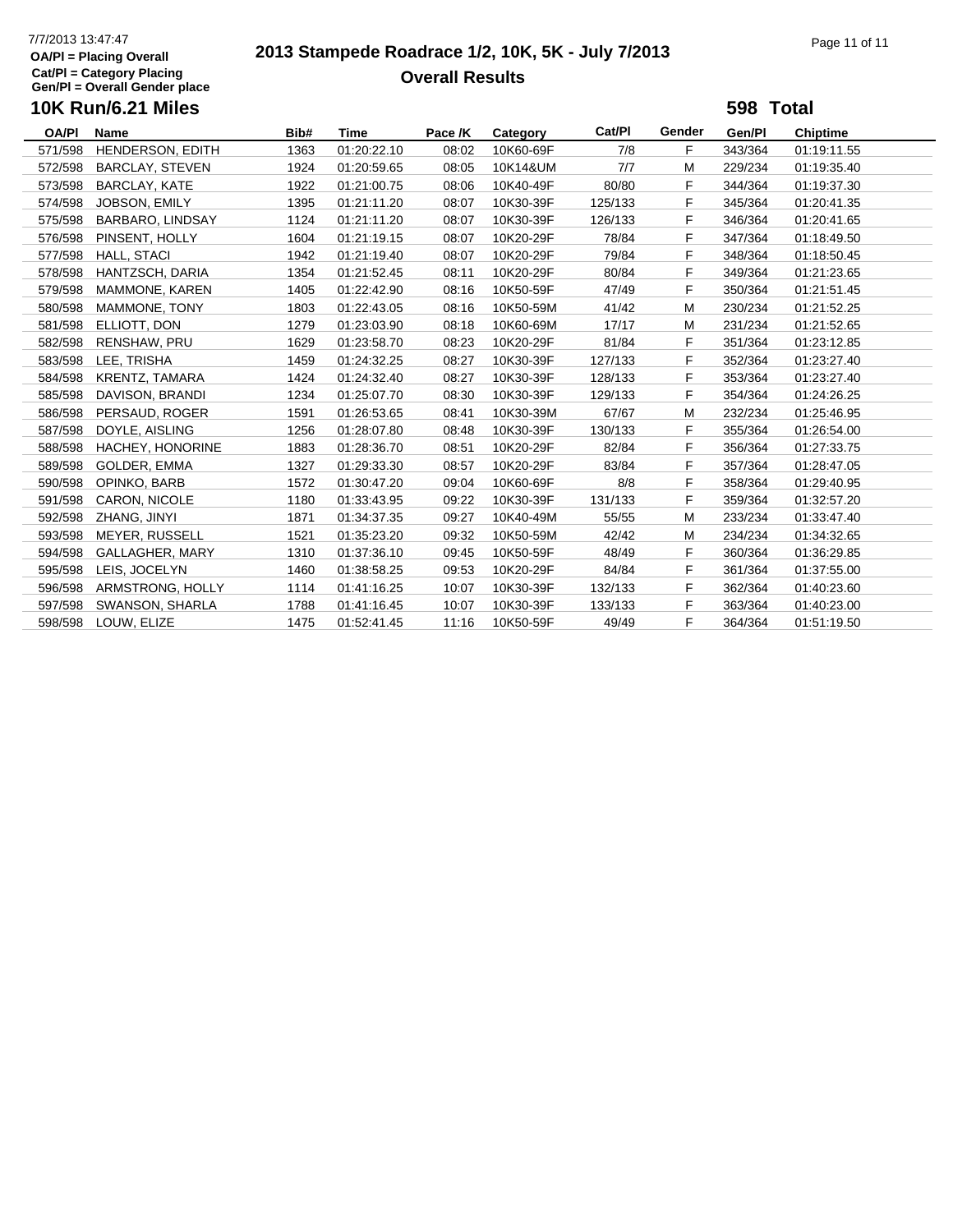7/7/2013 13:47:47
**OA/Pl = Placing Overall**
**Cat/Pl = Category Placing**
**Gen/Pl = Overall Gender place**

# 2013 Stampede Roadrace 1/2, 10K, 5K - July 7/2013

## Overall Results

### 10K Run/6.21 Miles

**598 Total**

| OA/Pl | Name | Bib# | Time | Pace /K | Category | Cat/Pl | Gender | Gen/Pl | Chiptime |
|---|---|---|---|---|---|---|---|---|---|
| 571/598 | HENDERSON, EDITH | 1363 | 01:20:22.10 | 08:02 | 10K60-69F | 7/8 | F | 343/364 | 01:19:11.55 |
| 572/598 | BARCLAY, STEVEN | 1924 | 01:20:59.65 | 08:05 | 10K14&UM | 7/7 | M | 229/234 | 01:19:35.40 |
| 573/598 | BARCLAY, KATE | 1922 | 01:21:00.75 | 08:06 | 10K40-49F | 80/80 | F | 344/364 | 01:19:37.30 |
| 574/598 | JOBSON, EMILY | 1395 | 01:21:11.20 | 08:07 | 10K30-39F | 125/133 | F | 345/364 | 01:20:41.35 |
| 575/598 | BARBARO, LINDSAY | 1124 | 01:21:11.20 | 08:07 | 10K30-39F | 126/133 | F | 346/364 | 01:20:41.65 |
| 576/598 | PINSENT, HOLLY | 1604 | 01:21:19.15 | 08:07 | 10K20-29F | 78/84 | F | 347/364 | 01:18:49.50 |
| 577/598 | HALL, STACI | 1942 | 01:21:19.40 | 08:07 | 10K20-29F | 79/84 | F | 348/364 | 01:18:50.45 |
| 578/598 | HANTZSCH, DARIA | 1354 | 01:21:52.45 | 08:11 | 10K20-29F | 80/84 | F | 349/364 | 01:21:23.65 |
| 579/598 | MAMMONE, KAREN | 1405 | 01:22:42.90 | 08:16 | 10K50-59F | 47/49 | F | 350/364 | 01:21:51.45 |
| 580/598 | MAMMONE, TONY | 1803 | 01:22:43.05 | 08:16 | 10K50-59M | 41/42 | M | 230/234 | 01:21:52.25 |
| 581/598 | ELLIOTT, DON | 1279 | 01:23:03.90 | 08:18 | 10K60-69M | 17/17 | M | 231/234 | 01:21:52.65 |
| 582/598 | RENSHAW, PRU | 1629 | 01:23:58.70 | 08:23 | 10K20-29F | 81/84 | F | 351/364 | 01:23:12.85 |
| 583/598 | LEE, TRISHA | 1459 | 01:24:32.25 | 08:27 | 10K30-39F | 127/133 | F | 352/364 | 01:23:27.40 |
| 584/598 | KRENTZ, TAMARA | 1424 | 01:24:32.40 | 08:27 | 10K30-39F | 128/133 | F | 353/364 | 01:23:27.40 |
| 585/598 | DAVISON, BRANDI | 1234 | 01:25:07.70 | 08:30 | 10K30-39F | 129/133 | F | 354/364 | 01:24:26.25 |
| 586/598 | PERSAUD, ROGER | 1591 | 01:26:53.65 | 08:41 | 10K30-39M | 67/67 | M | 232/234 | 01:25:46.95 |
| 587/598 | DOYLE, AISLING | 1256 | 01:28:07.80 | 08:48 | 10K30-39F | 130/133 | F | 355/364 | 01:26:54.00 |
| 588/598 | HACHEY, HONORINE | 1883 | 01:28:36.70 | 08:51 | 10K20-29F | 82/84 | F | 356/364 | 01:27:33.75 |
| 589/598 | GOLDER, EMMA | 1327 | 01:29:33.30 | 08:57 | 10K20-29F | 83/84 | F | 357/364 | 01:28:47.05 |
| 590/598 | OPINKO, BARB | 1572 | 01:30:47.20 | 09:04 | 10K60-69F | 8/8 | F | 358/364 | 01:29:40.95 |
| 591/598 | CARON, NICOLE | 1180 | 01:33:43.95 | 09:22 | 10K30-39F | 131/133 | F | 359/364 | 01:32:57.20 |
| 592/598 | ZHANG, JINYI | 1871 | 01:34:37.35 | 09:27 | 10K40-49M | 55/55 | M | 233/234 | 01:33:47.40 |
| 593/598 | MEYER, RUSSELL | 1521 | 01:35:23.20 | 09:32 | 10K50-59M | 42/42 | M | 234/234 | 01:34:32.65 |
| 594/598 | GALLAGHER, MARY | 1310 | 01:37:36.10 | 09:45 | 10K50-59F | 48/49 | F | 360/364 | 01:36:29.85 |
| 595/598 | LEIS, JOCELYN | 1460 | 01:38:58.25 | 09:53 | 10K20-29F | 84/84 | F | 361/364 | 01:37:55.00 |
| 596/598 | ARMSTRONG, HOLLY | 1114 | 01:41:16.25 | 10:07 | 10K30-39F | 132/133 | F | 362/364 | 01:40:23.60 |
| 597/598 | SWANSON, SHARLA | 1788 | 01:41:16.45 | 10:07 | 10K30-39F | 133/133 | F | 363/364 | 01:40:23.00 |
| 598/598 | LOUW, ELIZE | 1475 | 01:52:41.45 | 11:16 | 10K50-59F | 49/49 | F | 364/364 | 01:51:19.50 |